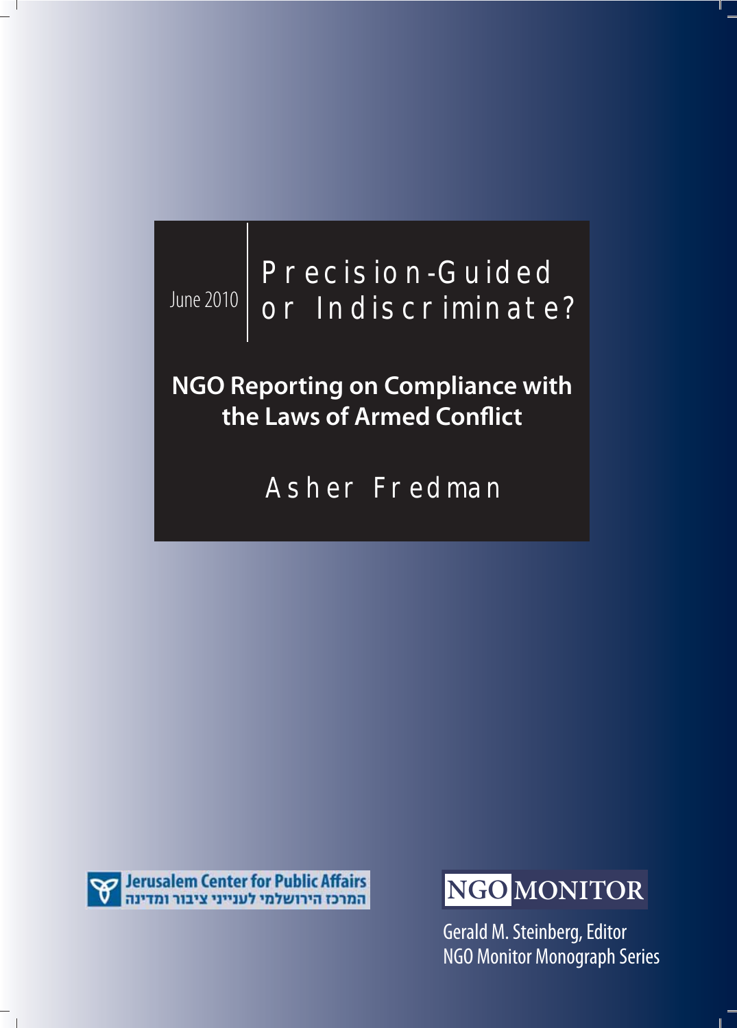June 2010

# Precision-Guided or Indiscriminate?

## NGO Reporting on Compliance with the Laws of Armed Conflict

Asher Fredman

Jerusalem Center for Public Affairs
המרכז הירושלמי לענייני ציבור ומדינה

NGO MONITOR

Gerald M. Steinberg, Editor
NGO Monitor Monograph Series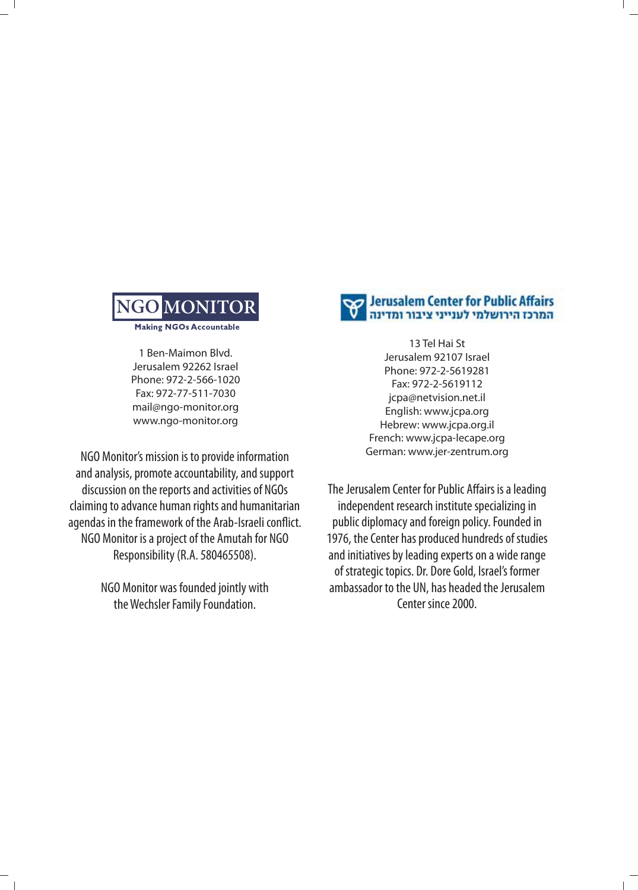NGO MONITOR

Making NGOs Accountable

1 Ben-Maimon Blvd.
Jerusalem 92262 Israel
Phone: 972-2-566-1020
Fax: 972-77-511-7030
mail@ngo-monitor.org
www.ngo-monitor.org

NGO Monitor's mission is to provide information and analysis, promote accountability, and support discussion on the reports and activities of NGOs claiming to advance human rights and humanitarian agendas in the framework of the Arab-Israeli conflict. NGO Monitor is a project of the Amutah for NGO Responsibility (R.A. 580465508).

NGO Monitor was founded jointly with the Wechsler Family Foundation.

Jerusalem Center for Public Affairs
המרכז הירושלמי לענייני ציבור ומדינה

13 Tel Hai St
Jerusalem 92107 Israel
Phone: 972-2-5619281
Fax: 972-2-5619112
jcpa@netvision.net.il
English: www.jcpa.org
Hebrew: www.jcpa.org.il
French: www.jcpa-lecape.org
German: www.jer-zentrum.org

The Jerusalem Center for Public Affairs is a leading independent research institute specializing in public diplomacy and foreign policy. Founded in 1976, the Center has produced hundreds of studies and initiatives by leading experts on a wide range of strategic topics. Dr. Dore Gold, Israel's former ambassador to the UN, has headed the Jerusalem Center since 2000.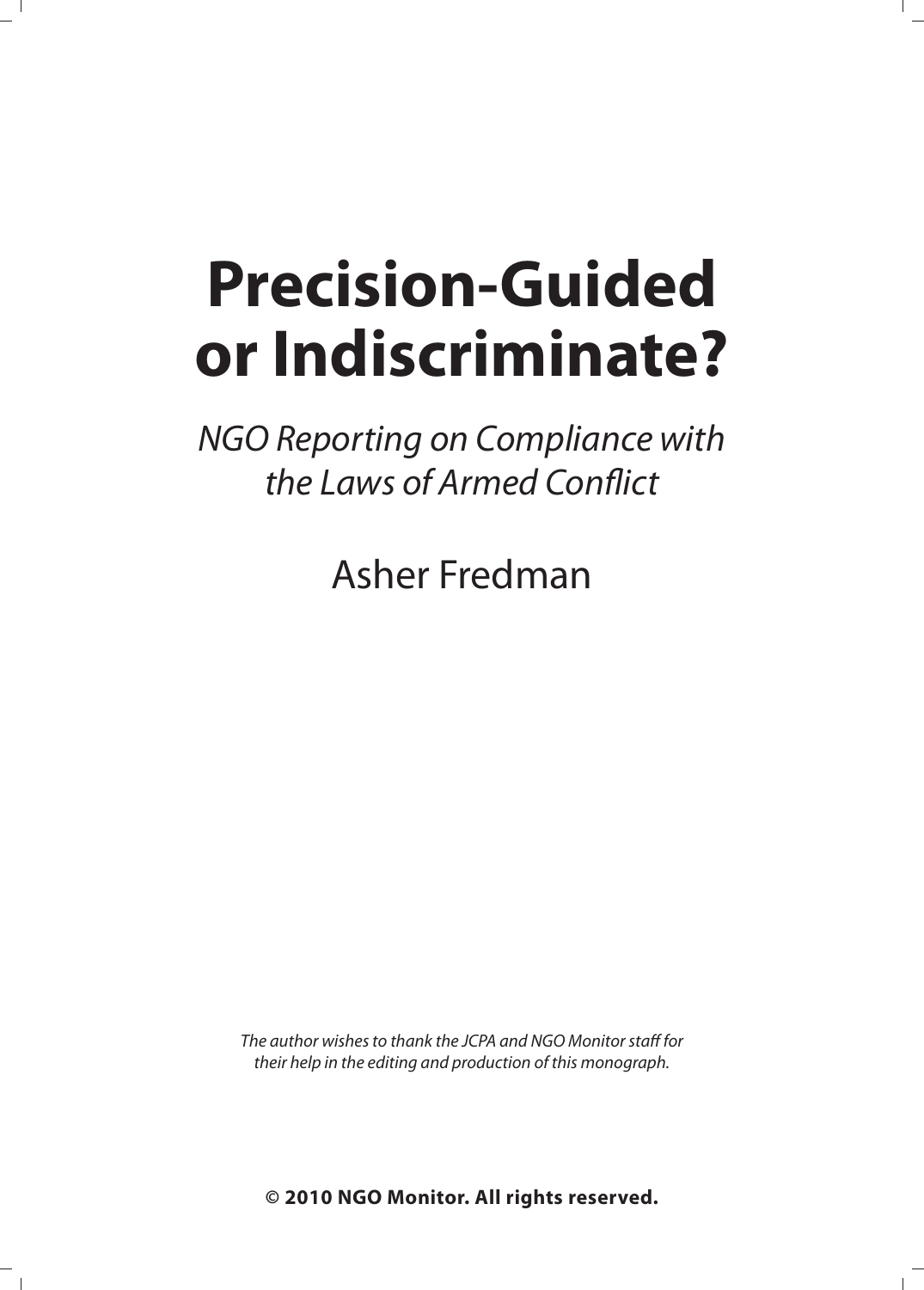# Precision-Guided or Indiscriminate?

*NGO Reporting on Compliance with the Laws of Armed Conflict*

Asher Fredman

*The author wishes to thank the JCPA and NGO Monitor staff for their help in the editing and production of this monograph.*

**© 2010 NGO Monitor. All rights reserved.**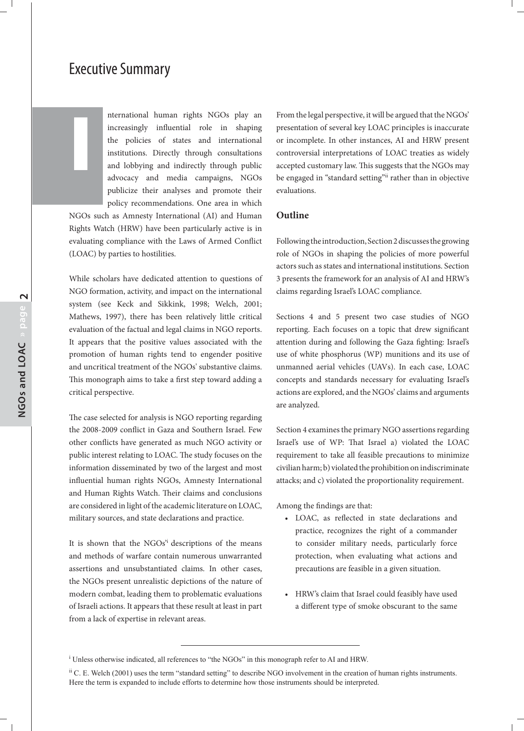# Executive Summary

International human rights NGOs play an increasingly influential role in shaping the policies of states and international institutions. Directly through consultations and lobbying and indirectly through public advocacy and media campaigns, NGOs publicize their analyses and promote their policy recommendations. One area in which NGOs such as Amnesty International (AI) and Human Rights Watch (HRW) have been particularly active is in evaluating compliance with the Laws of Armed Conflict (LOAC) by parties to hostilities.

While scholars have dedicated attention to questions of NGO formation, activity, and impact on the international system (see Keck and Sikkink, 1998; Welch, 2001; Mathews, 1997), there has been relatively little critical evaluation of the factual and legal claims in NGO reports. It appears that the positive values associated with the promotion of human rights tend to engender positive and uncritical treatment of the NGOs' substantive claims. This monograph aims to take a first step toward adding a critical perspective.

The case selected for analysis is NGO reporting regarding the 2008-2009 conflict in Gaza and Southern Israel. Few other conflicts have generated as much NGO activity or public interest relating to LOAC. The study focuses on the information disseminated by two of the largest and most influential human rights NGOs, Amnesty International and Human Rights Watch. Their claims and conclusions are considered in light of the academic literature on LOAC, military sources, and state declarations and practice.

It is shown that the NGOs'[i] descriptions of the means and methods of warfare contain numerous unwarranted assertions and unsubstantiated claims. In other cases, the NGOs present unrealistic depictions of the nature of modern combat, leading them to problematic evaluations of Israeli actions. It appears that these result at least in part from a lack of expertise in relevant areas.

From the legal perspective, it will be argued that the NGOs' presentation of several key LOAC principles is inaccurate or incomplete. In other instances, AI and HRW present controversial interpretations of LOAC treaties as widely accepted customary law. This suggests that the NGOs may be engaged in "standard setting"[ii] rather than in objective evaluations.

## Outline

Following the introduction, Section 2 discusses the growing role of NGOs in shaping the policies of more powerful actors such as states and international institutions. Section 3 presents the framework for an analysis of AI and HRW's claims regarding Israel's LOAC compliance.

Sections 4 and 5 present two case studies of NGO reporting. Each focuses on a topic that drew significant attention during and following the Gaza fighting: Israel's use of white phosphorus (WP) munitions and its use of unmanned aerial vehicles (UAVs). In each case, LOAC concepts and standards necessary for evaluating Israel's actions are explored, and the NGOs' claims and arguments are analyzed.

Section 4 examines the primary NGO assertions regarding Israel's use of WP: That Israel a) violated the LOAC requirement to take all feasible precautions to minimize civilian harm; b) violated the prohibition on indiscriminate attacks; and c) violated the proportionality requirement.

Among the findings are that:

- LOAC, as reflected in state declarations and practice, recognizes the right of a commander to consider military needs, particularly force protection, when evaluating what actions and precautions are feasible in a given situation.
- HRW's claim that Israel could feasibly have used a different type of smoke obscurant to the same

---

[i] Unless otherwise indicated, all references to "the NGOs" in this monograph refer to AI and HRW.

[ii] C. E. Welch (2001) uses the term "standard setting" to describe NGO involvement in the creation of human rights instruments. Here the term is expanded to include efforts to determine how those instruments should be interpreted.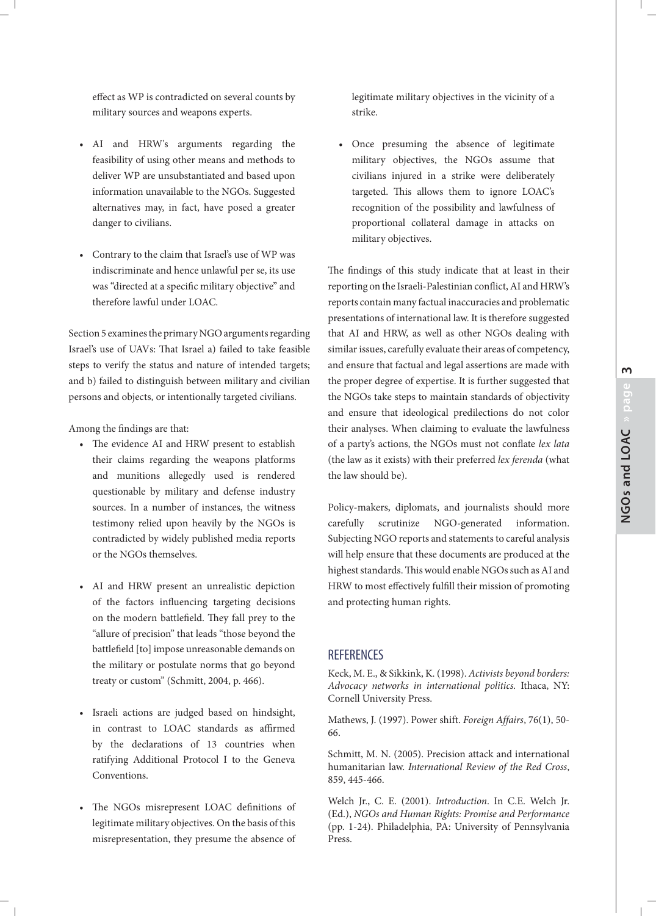effect as WP is contradicted on several counts by military sources and weapons experts.

- AI and HRW's arguments regarding the feasibility of using other means and methods to deliver WP are unsubstantiated and based upon information unavailable to the NGOs. Suggested alternatives may, in fact, have posed a greater danger to civilians.

- Contrary to the claim that Israel's use of WP was indiscriminate and hence unlawful per se, its use was "directed at a specific military objective" and therefore lawful under LOAC.

Section 5 examines the primary NGO arguments regarding Israel's use of UAVs: That Israel a) failed to take feasible steps to verify the status and nature of intended targets; and b) failed to distinguish between military and civilian persons and objects, or intentionally targeted civilians.

Among the findings are that:

- The evidence AI and HRW present to establish their claims regarding the weapons platforms and munitions allegedly used is rendered questionable by military and defense industry sources. In a number of instances, the witness testimony relied upon heavily by the NGOs is contradicted by widely published media reports or the NGOs themselves.

- AI and HRW present an unrealistic depiction of the factors influencing targeting decisions on the modern battlefield. They fall prey to the "allure of precision" that leads "those beyond the battlefield [to] impose unreasonable demands on the military or postulate norms that go beyond treaty or custom" (Schmitt, 2004, p. 466).

- Israeli actions are judged based on hindsight, in contrast to LOAC standards as affirmed by the declarations of 13 countries when ratifying Additional Protocol I to the Geneva Conventions.

- The NGOs misrepresent LOAC definitions of legitimate military objectives. On the basis of this misrepresentation, they presume the absence of legitimate military objectives in the vicinity of a strike.

- Once presuming the absence of legitimate military objectives, the NGOs assume that civilians injured in a strike were deliberately targeted. This allows them to ignore LOAC's recognition of the possibility and lawfulness of proportional collateral damage in attacks on military objectives.

The findings of this study indicate that at least in their reporting on the Israeli-Palestinian conflict, AI and HRW's reports contain many factual inaccuracies and problematic presentations of international law. It is therefore suggested that AI and HRW, as well as other NGOs dealing with similar issues, carefully evaluate their areas of competency, and ensure that factual and legal assertions are made with the proper degree of expertise. It is further suggested that the NGOs take steps to maintain standards of objectivity and ensure that ideological predilections do not color their analyses. When claiming to evaluate the lawfulness of a party's actions, the NGOs must not conflate *lex lata* (the law as it exists) with their preferred *lex ferenda* (what the law should be).

Policy-makers, diplomats, and journalists should more carefully scrutinize NGO-generated information. Subjecting NGO reports and statements to careful analysis will help ensure that these documents are produced at the highest standards. This would enable NGOs such as AI and HRW to most effectively fulfill their mission of promoting and protecting human rights.

## REFERENCES

Keck, M. E., & Sikkink, K. (1998). *Activists beyond borders: Advocacy networks in international politics.* Ithaca, NY: Cornell University Press.

Mathews, J. (1997). Power shift. *Foreign Affairs*, 76(1), 50-66.

Schmitt, M. N. (2005). Precision attack and international humanitarian law. *International Review of the Red Cross*, 859, 445-466.

Welch Jr., C. E. (2001). *Introduction*. In C.E. Welch Jr. (Ed.), *NGOs and Human Rights: Promise and Performance* (pp. 1-24). Philadelphia, PA: University of Pennsylvania Press.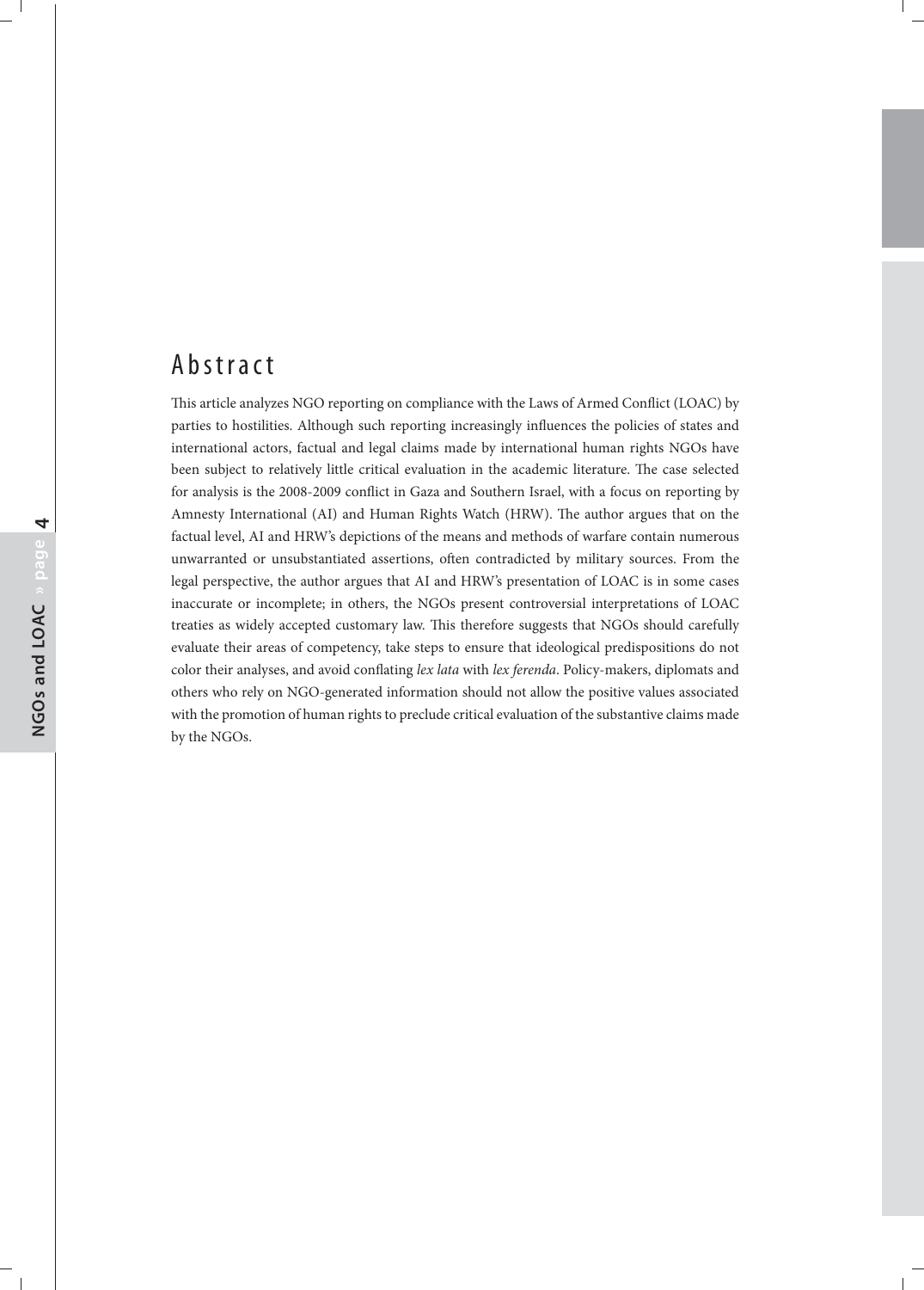# Abstract

This article analyzes NGO reporting on compliance with the Laws of Armed Conflict (LOAC) by parties to hostilities. Although such reporting increasingly influences the policies of states and international actors, factual and legal claims made by international human rights NGOs have been subject to relatively little critical evaluation in the academic literature. The case selected for analysis is the 2008-2009 conflict in Gaza and Southern Israel, with a focus on reporting by Amnesty International (AI) and Human Rights Watch (HRW). The author argues that on the factual level, AI and HRW's depictions of the means and methods of warfare contain numerous unwarranted or unsubstantiated assertions, often contradicted by military sources. From the legal perspective, the author argues that AI and HRW's presentation of LOAC is in some cases inaccurate or incomplete; in others, the NGOs present controversial interpretations of LOAC treaties as widely accepted customary law. This therefore suggests that NGOs should carefully evaluate their areas of competency, take steps to ensure that ideological predispositions do not color their analyses, and avoid conflating *lex lata* with *lex ferenda*. Policy-makers, diplomats and others who rely on NGO-generated information should not allow the positive values associated with the promotion of human rights to preclude critical evaluation of the substantive claims made by the NGOs.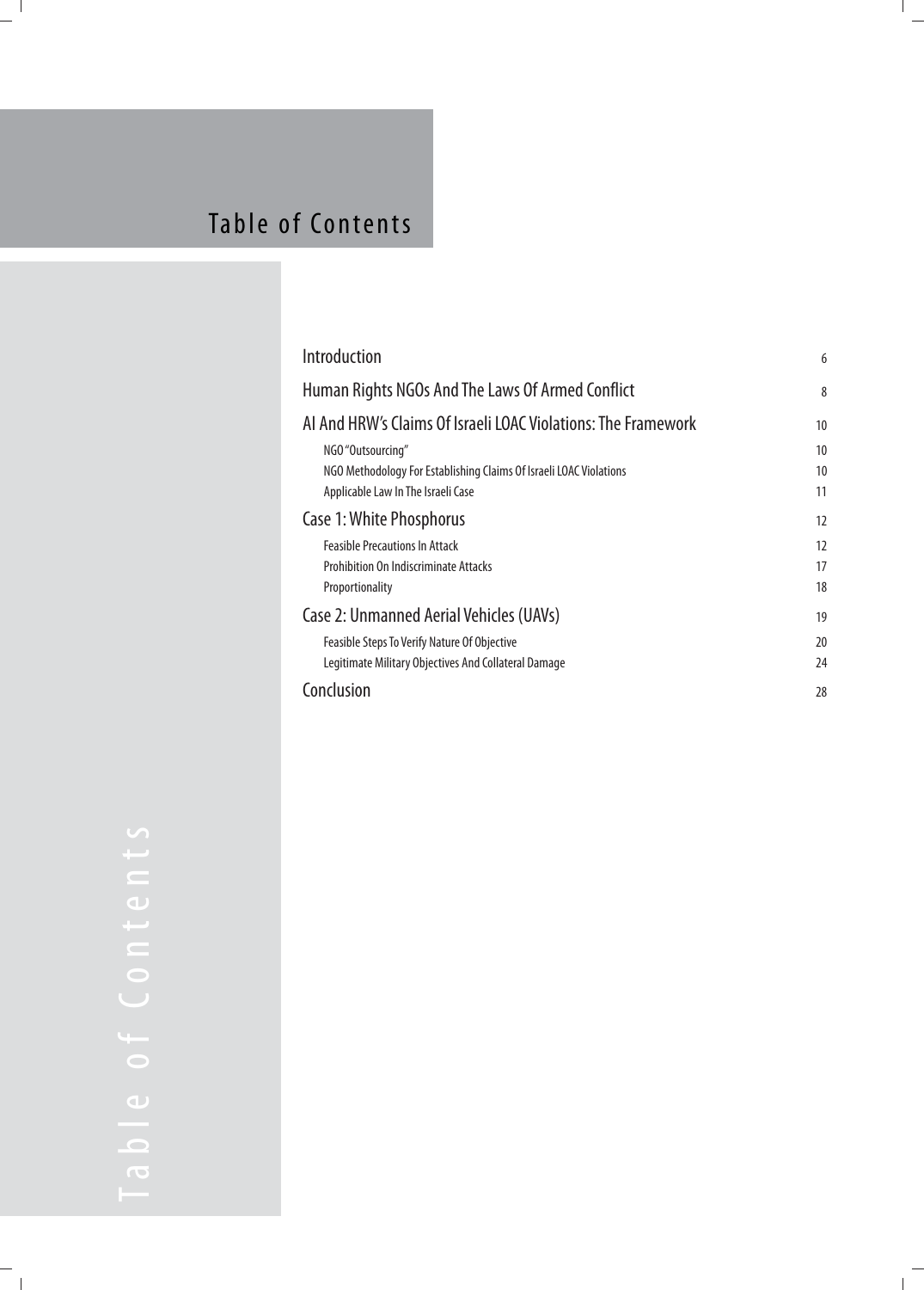# Table of Contents

| | |
|---|---|
| Introduction | 6 |
| Human Rights NGOs And The Laws Of Armed Conflict | 8 |
| AI And HRW's Claims Of Israeli LOAC Violations: The Framework | 10 |
| NGO "Outsourcing" | 10 |
| NGO Methodology For Establishing Claims Of Israeli LOAC Violations | 10 |
| Applicable Law In The Israeli Case | 11 |
| Case 1: White Phosphorus | 12 |
| Feasible Precautions In Attack | 12 |
| Prohibition On Indiscriminate Attacks | 17 |
| Proportionality | 18 |
| Case 2: Unmanned Aerial Vehicles (UAVs) | 19 |
| Feasible Steps To Verify Nature Of Objective | 20 |
| Legitimate Military Objectives And Collateral Damage | 24 |
| Conclusion | 28 |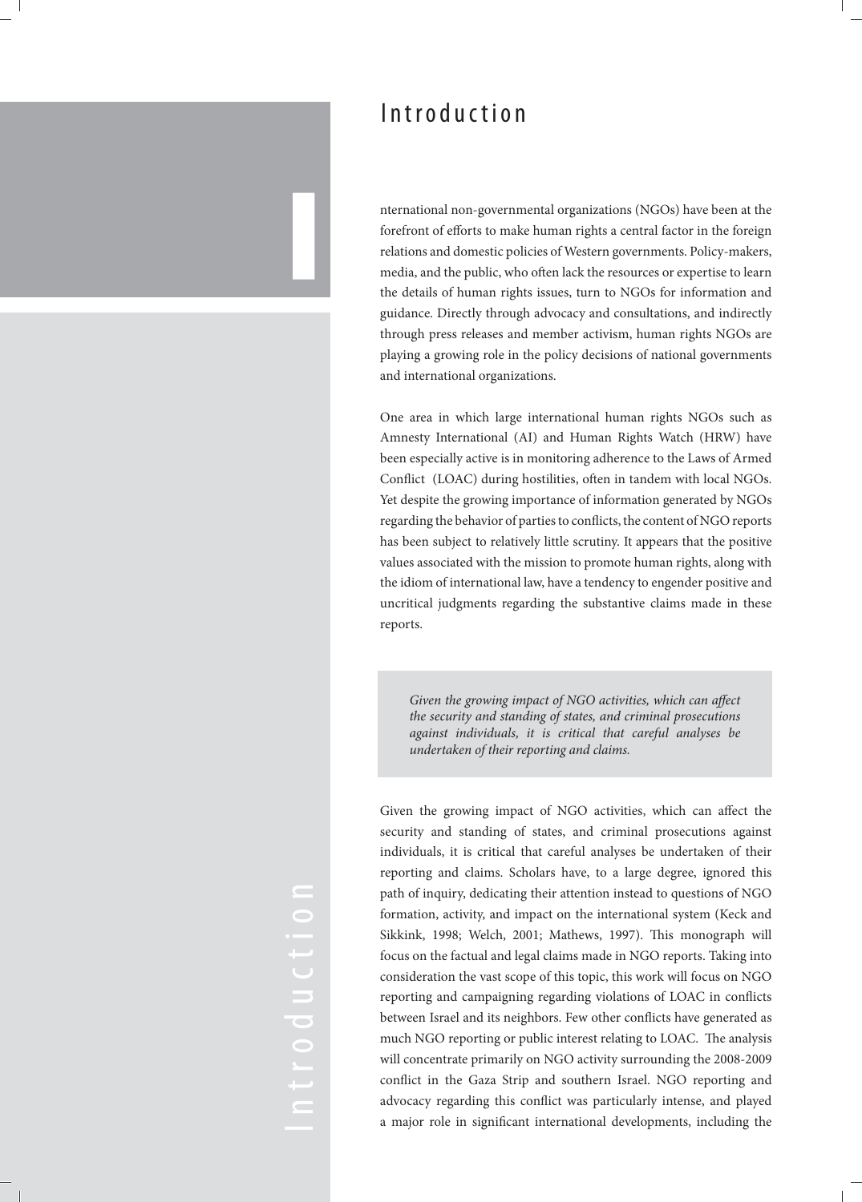# Introduction

International non-governmental organizations (NGOs) have been at the forefront of efforts to make human rights a central factor in the foreign relations and domestic policies of Western governments. Policy-makers, media, and the public, who often lack the resources or expertise to learn the details of human rights issues, turn to NGOs for information and guidance. Directly through advocacy and consultations, and indirectly through press releases and member activism, human rights NGOs are playing a growing role in the policy decisions of national governments and international organizations.

One area in which large international human rights NGOs such as Amnesty International (AI) and Human Rights Watch (HRW) have been especially active is in monitoring adherence to the Laws of Armed Conflict (LOAC) during hostilities, often in tandem with local NGOs. Yet despite the growing importance of information generated by NGOs regarding the behavior of parties to conflicts, the content of NGO reports has been subject to relatively little scrutiny. It appears that the positive values associated with the mission to promote human rights, along with the idiom of international law, have a tendency to engender positive and uncritical judgments regarding the substantive claims made in these reports.

> *Given the growing impact of NGO activities, which can affect the security and standing of states, and criminal prosecutions against individuals, it is critical that careful analyses be undertaken of their reporting and claims.*

Given the growing impact of NGO activities, which can affect the security and standing of states, and criminal prosecutions against individuals, it is critical that careful analyses be undertaken of their reporting and claims. Scholars have, to a large degree, ignored this path of inquiry, dedicating their attention instead to questions of NGO formation, activity, and impact on the international system (Keck and Sikkink, 1998; Welch, 2001; Mathews, 1997). This monograph will focus on the factual and legal claims made in NGO reports. Taking into consideration the vast scope of this topic, this work will focus on NGO reporting and campaigning regarding violations of LOAC in conflicts between Israel and its neighbors. Few other conflicts have generated as much NGO reporting or public interest relating to LOAC. The analysis will concentrate primarily on NGO activity surrounding the 2008-2009 conflict in the Gaza Strip and southern Israel. NGO reporting and advocacy regarding this conflict was particularly intense, and played a major role in significant international developments, including the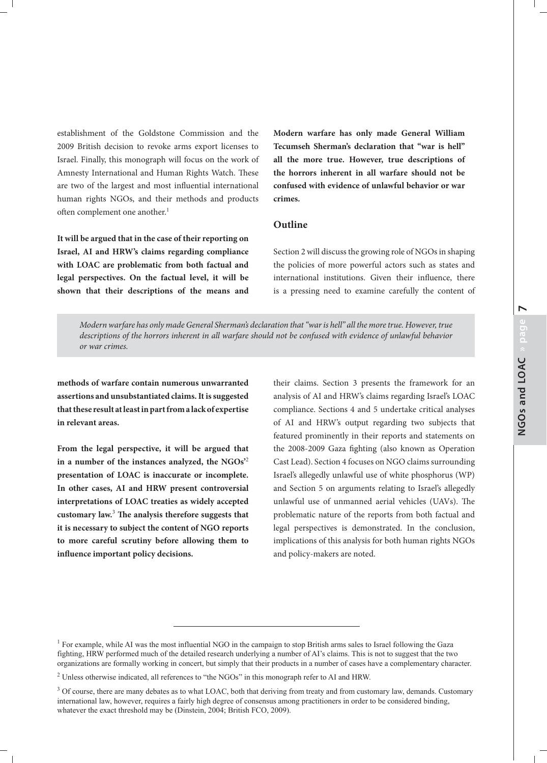establishment of the Goldstone Commission and the 2009 British decision to revoke arms export licenses to Israel. Finally, this monograph will focus on the work of Amnesty International and Human Rights Watch. These are two of the largest and most influential international human rights NGOs, and their methods and products often complement one another.[1]

**It will be argued that in the case of their reporting on Israel, AI and HRW's claims regarding compliance with LOAC are problematic from both factual and legal perspectives. On the factual level, it will be shown that their descriptions of the means and methods of warfare contain numerous unwarranted assertions and unsubstantiated claims. It is suggested that these result at least in part from a lack of expertise in relevant areas.**

**From the legal perspective, it will be argued that in a number of the instances analyzed, the NGOs'[2] presentation of LOAC is inaccurate or incomplete. In other cases, AI and HRW present controversial interpretations of LOAC treaties as widely accepted customary law.[3] The analysis therefore suggests that it is necessary to subject the content of NGO reports to more careful scrutiny before allowing them to influence important policy decisions.**

**Modern warfare has only made General William Tecumseh Sherman's declaration that "war is hell" all the more true. However, true descriptions of the horrors inherent in all warfare should not be confused with evidence of unlawful behavior or war crimes.**

## Outline

Section 2 will discuss the growing role of NGOs in shaping the policies of more powerful actors such as states and international institutions. Given their influence, there is a pressing need to examine carefully the content of their claims. Section 3 presents the framework for an analysis of AI and HRW's claims regarding Israel's LOAC compliance. Sections 4 and 5 undertake critical analyses of AI and HRW's output regarding two subjects that featured prominently in their reports and statements on the 2008-2009 Gaza fighting (also known as Operation Cast Lead). Section 4 focuses on NGO claims surrounding Israel's allegedly unlawful use of white phosphorus (WP) and Section 5 on arguments relating to Israel's allegedly unlawful use of unmanned aerial vehicles (UAVs). The problematic nature of the reports from both factual and legal perspectives is demonstrated. In the conclusion, implications of this analysis for both human rights NGOs and policy-makers are noted.

*Modern warfare has only made General Sherman's declaration that "war is hell" all the more true. However, true descriptions of the horrors inherent in all warfare should not be confused with evidence of unlawful behavior or war crimes.*

---

[1] For example, while AI was the most influential NGO in the campaign to stop British arms sales to Israel following the Gaza fighting, HRW performed much of the detailed research underlying a number of AI's claims. This is not to suggest that the two organizations are formally working in concert, but simply that their products in a number of cases have a complementary character.

[2] Unless otherwise indicated, all references to "the NGOs" in this monograph refer to AI and HRW.

[3] Of course, there are many debates as to what LOAC, both that deriving from treaty and from customary law, demands. Customary international law, however, requires a fairly high degree of consensus among practitioners in order to be considered binding, whatever the exact threshold may be (Dinstein, 2004; British FCO, 2009).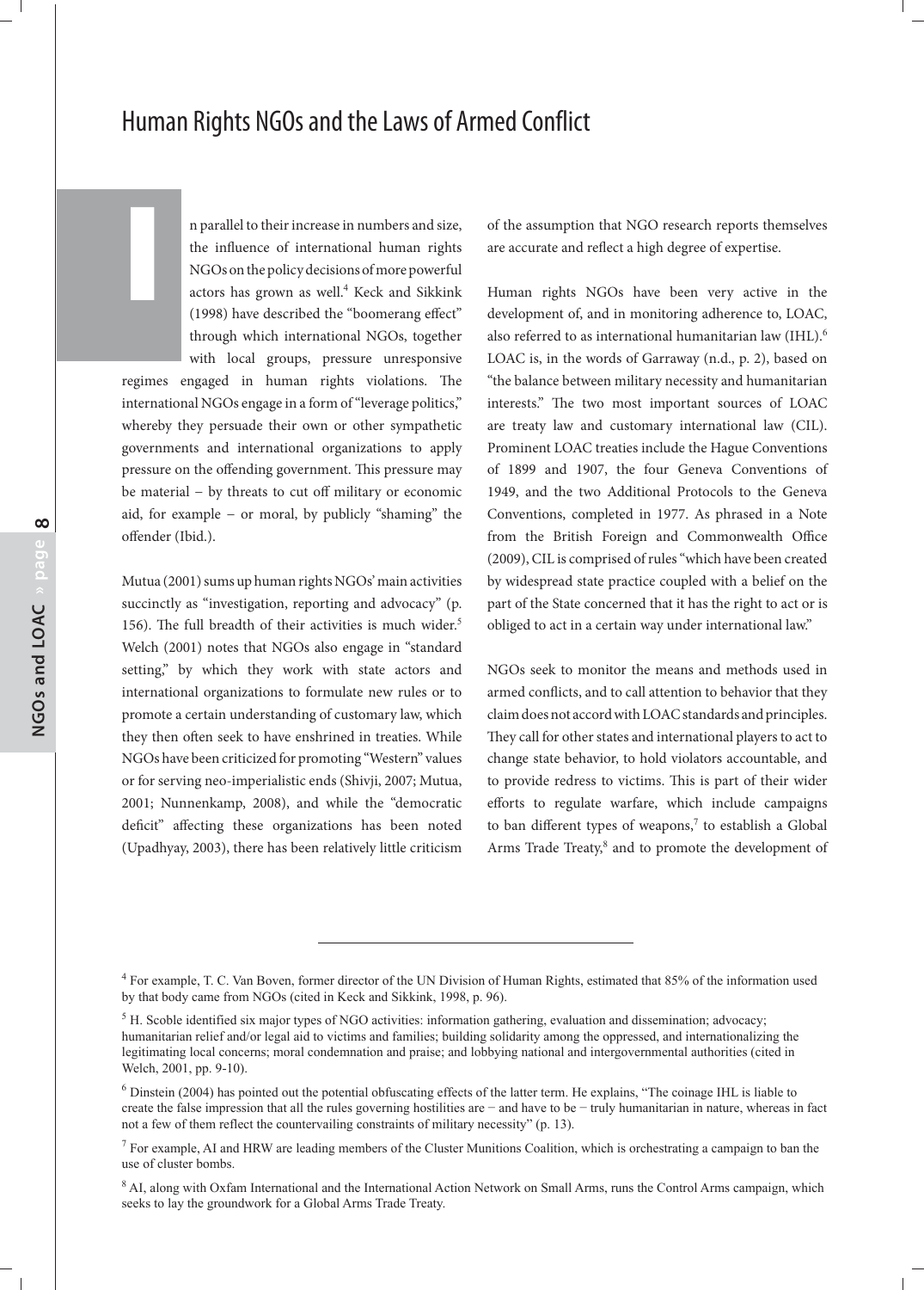# Human Rights NGOs and the Laws of Armed Conflict

In parallel to their increase in numbers and size, the influence of international human rights NGOs on the policy decisions of more powerful actors has grown as well.[4] Keck and Sikkink (1998) have described the "boomerang effect" through which international NGOs, together with local groups, pressure unresponsive regimes engaged in human rights violations. The international NGOs engage in a form of "leverage politics," whereby they persuade their own or other sympathetic governments and international organizations to apply pressure on the offending government. This pressure may be material – by threats to cut off military or economic aid, for example – or moral, by publicly "shaming" the offender (Ibid.).

Mutua (2001) sums up human rights NGOs' main activities succinctly as "investigation, reporting and advocacy" (p. 156). The full breadth of their activities is much wider.[5] Welch (2001) notes that NGOs also engage in "standard setting," by which they work with state actors and international organizations to formulate new rules or to promote a certain understanding of customary law, which they then often seek to have enshrined in treaties. While NGOs have been criticized for promoting "Western" values or for serving neo-imperialistic ends (Shivji, 2007; Mutua, 2001; Nunnenkamp, 2008), and while the "democratic deficit" affecting these organizations has been noted (Upadhyay, 2003), there has been relatively little criticism of the assumption that NGO research reports themselves are accurate and reflect a high degree of expertise.

Human rights NGOs have been very active in the development of, and in monitoring adherence to, LOAC, also referred to as international humanitarian law (IHL).[6] LOAC is, in the words of Garraway (n.d., p. 2), based on "the balance between military necessity and humanitarian interests." The two most important sources of LOAC are treaty law and customary international law (CIL). Prominent LOAC treaties include the Hague Conventions of 1899 and 1907, the four Geneva Conventions of 1949, and the two Additional Protocols to the Geneva Conventions, completed in 1977. As phrased in a Note from the British Foreign and Commonwealth Office (2009), CIL is comprised of rules "which have been created by widespread state practice coupled with a belief on the part of the State concerned that it has the right to act or is obliged to act in a certain way under international law."

NGOs seek to monitor the means and methods used in armed conflicts, and to call attention to behavior that they claim does not accord with LOAC standards and principles. They call for other states and international players to act to change state behavior, to hold violators accountable, and to provide redress to victims. This is part of their wider efforts to regulate warfare, which include campaigns to ban different types of weapons,[7] to establish a Global Arms Trade Treaty,[8] and to promote the development of

---

[4] For example, T. C. Van Boven, former director of the UN Division of Human Rights, estimated that 85% of the information used by that body came from NGOs (cited in Keck and Sikkink, 1998, p. 96).

[5] H. Scoble identified six major types of NGO activities: information gathering, evaluation and dissemination; advocacy; humanitarian relief and/or legal aid to victims and families; building solidarity among the oppressed, and internationalizing the legitimating local concerns; moral condemnation and praise; and lobbying national and intergovernmental authorities (cited in Welch, 2001, pp. 9-10).

[6] Dinstein (2004) has pointed out the potential obfuscating effects of the latter term. He explains, "The coinage IHL is liable to create the false impression that all the rules governing hostilities are − and have to be − truly humanitarian in nature, whereas in fact not a few of them reflect the countervailing constraints of military necessity" (p. 13).

[7] For example, AI and HRW are leading members of the Cluster Munitions Coalition, which is orchestrating a campaign to ban the use of cluster bombs.

[8] AI, along with Oxfam International and the International Action Network on Small Arms, runs the Control Arms campaign, which seeks to lay the groundwork for a Global Arms Trade Treaty.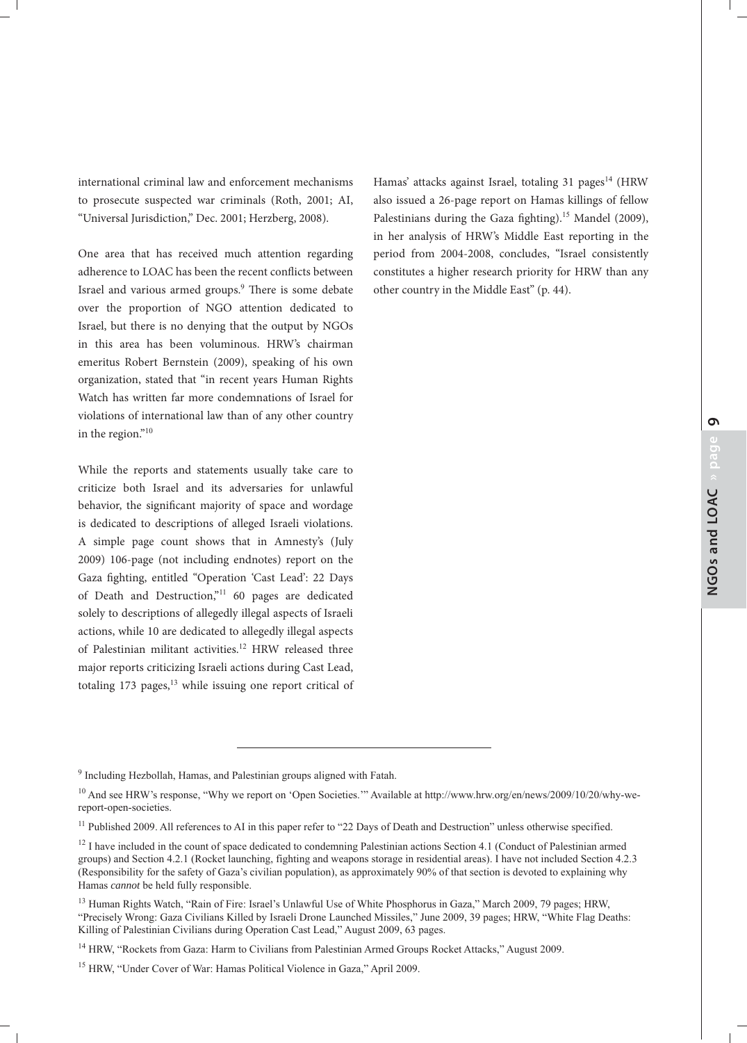international criminal law and enforcement mechanisms to prosecute suspected war criminals (Roth, 2001; AI, "Universal Jurisdiction," Dec. 2001; Herzberg, 2008).

One area that has received much attention regarding adherence to LOAC has been the recent conflicts between Israel and various armed groups.[9] There is some debate over the proportion of NGO attention dedicated to Israel, but there is no denying that the output by NGOs in this area has been voluminous. HRW's chairman emeritus Robert Bernstein (2009), speaking of his own organization, stated that "in recent years Human Rights Watch has written far more condemnations of Israel for violations of international law than of any other country in the region."[10]

While the reports and statements usually take care to criticize both Israel and its adversaries for unlawful behavior, the significant majority of space and wordage is dedicated to descriptions of alleged Israeli violations. A simple page count shows that in Amnesty's (July 2009) 106-page (not including endnotes) report on the Gaza fighting, entitled "Operation 'Cast Lead': 22 Days of Death and Destruction,"[11] 60 pages are dedicated solely to descriptions of allegedly illegal aspects of Israeli actions, while 10 are dedicated to allegedly illegal aspects of Palestinian militant activities.[12] HRW released three major reports criticizing Israeli actions during Cast Lead, totaling 173 pages,[13] while issuing one report critical of Hamas' attacks against Israel, totaling 31 pages[14] (HRW also issued a 26-page report on Hamas killings of fellow Palestinians during the Gaza fighting).[15] Mandel (2009), in her analysis of HRW's Middle East reporting in the period from 2004-2008, concludes, "Israel consistently constitutes a higher research priority for HRW than any other country in the Middle East" (p. 44).

---

[9] Including Hezbollah, Hamas, and Palestinian groups aligned with Fatah.

[10] And see HRW's response, "Why we report on 'Open Societies.'" Available at http://www.hrw.org/en/news/2009/10/20/why-we-report-open-societies.

[11] Published 2009. All references to AI in this paper refer to "22 Days of Death and Destruction" unless otherwise specified.

[12] I have included in the count of space dedicated to condemning Palestinian actions Section 4.1 (Conduct of Palestinian armed groups) and Section 4.2.1 (Rocket launching, fighting and weapons storage in residential areas). I have not included Section 4.2.3 (Responsibility for the safety of Gaza's civilian population), as approximately 90% of that section is devoted to explaining why Hamas *cannot* be held fully responsible.

[13] Human Rights Watch, "Rain of Fire: Israel's Unlawful Use of White Phosphorus in Gaza," March 2009, 79 pages; HRW, "Precisely Wrong: Gaza Civilians Killed by Israeli Drone Launched Missiles," June 2009, 39 pages; HRW, "White Flag Deaths: Killing of Palestinian Civilians during Operation Cast Lead," August 2009, 63 pages.

[14] HRW, "Rockets from Gaza: Harm to Civilians from Palestinian Armed Groups Rocket Attacks," August 2009.

[15] HRW, "Under Cover of War: Hamas Political Violence in Gaza," April 2009.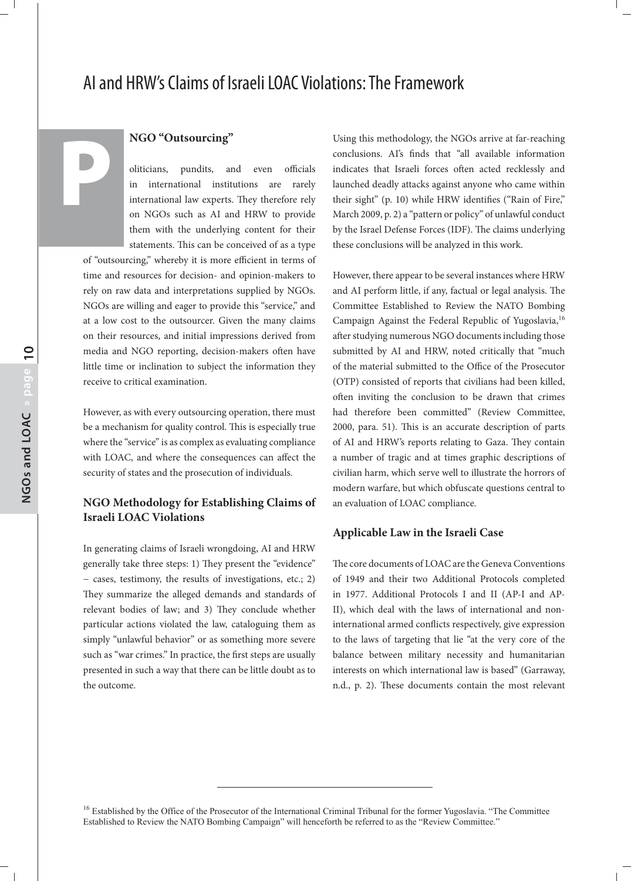# AI and HRW's Claims of Israeli LOAC Violations: The Framework

### NGO "Outsourcing"

Politicians, pundits, and even officials in international institutions are rarely international law experts. They therefore rely on NGOs such as AI and HRW to provide them with the underlying content for their statements. This can be conceived of as a type of "outsourcing," whereby it is more efficient in terms of time and resources for decision- and opinion-makers to rely on raw data and interpretations supplied by NGOs. NGOs are willing and eager to provide this "service," and at a low cost to the outsourcer. Given the many claims on their resources, and initial impressions derived from media and NGO reporting, decision-makers often have little time or inclination to subject the information they receive to critical examination.

However, as with every outsourcing operation, there must be a mechanism for quality control. This is especially true where the "service" is as complex as evaluating compliance with LOAC, and where the consequences can affect the security of states and the prosecution of individuals.

### NGO Methodology for Establishing Claims of Israeli LOAC Violations

In generating claims of Israeli wrongdoing, AI and HRW generally take three steps: 1) They present the "evidence" – cases, testimony, the results of investigations, etc.; 2) They summarize the alleged demands and standards of relevant bodies of law; and 3) They conclude whether particular actions violated the law, cataloguing them as simply "unlawful behavior" or as something more severe such as "war crimes." In practice, the first steps are usually presented in such a way that there can be little doubt as to the outcome.

Using this methodology, the NGOs arrive at far-reaching conclusions. AI's finds that "all available information indicates that Israeli forces often acted recklessly and launched deadly attacks against anyone who came within their sight" (p. 10) while HRW identifies ("Rain of Fire," March 2009, p. 2) a "pattern or policy" of unlawful conduct by the Israel Defense Forces (IDF). The claims underlying these conclusions will be analyzed in this work.

However, there appear to be several instances where HRW and AI perform little, if any, factual or legal analysis. The Committee Established to Review the NATO Bombing Campaign Against the Federal Republic of Yugoslavia,[16] after studying numerous NGO documents including those submitted by AI and HRW, noted critically that "much of the material submitted to the Office of the Prosecutor (OTP) consisted of reports that civilians had been killed, often inviting the conclusion to be drawn that crimes had therefore been committed" (Review Committee, 2000, para. 51). This is an accurate description of parts of AI and HRW's reports relating to Gaza. They contain a number of tragic and at times graphic descriptions of civilian harm, which serve well to illustrate the horrors of modern warfare, but which obfuscate questions central to an evaluation of LOAC compliance.

### Applicable Law in the Israeli Case

The core documents of LOAC are the Geneva Conventions of 1949 and their two Additional Protocols completed in 1977. Additional Protocols I and II (AP-I and AP-II), which deal with the laws of international and non-international armed conflicts respectively, give expression to the laws of targeting that lie "at the very core of the balance between military necessity and humanitarian interests on which international law is based" (Garraway, n.d., p. 2). These documents contain the most relevant

---

[16] Established by the Office of the Prosecutor of the International Criminal Tribunal for the former Yugoslavia. "The Committee Established to Review the NATO Bombing Campaign" will henceforth be referred to as the "Review Committee."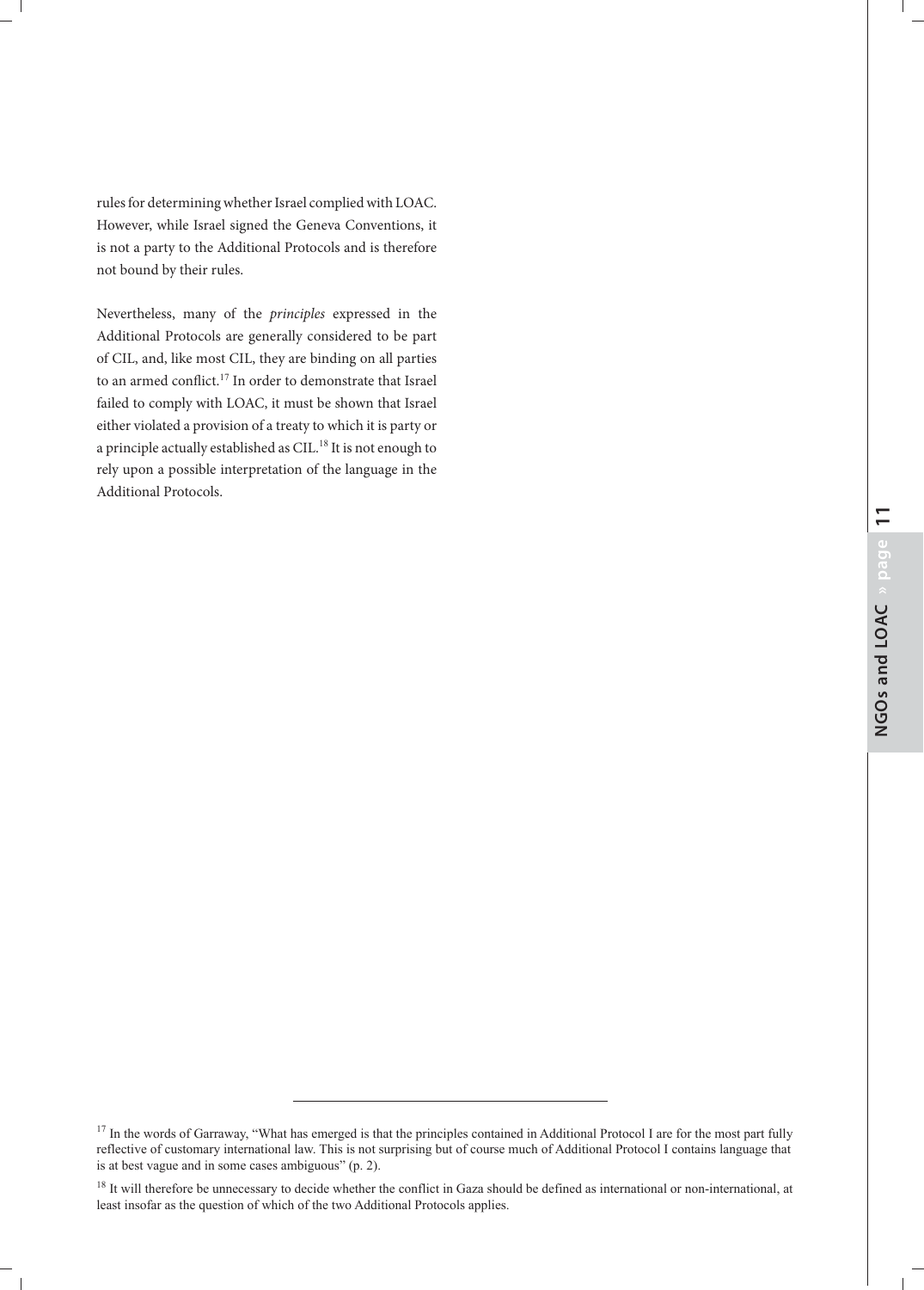rules for determining whether Israel complied with LOAC. However, while Israel signed the Geneva Conventions, it is not a party to the Additional Protocols and is therefore not bound by their rules.

Nevertheless, many of the *principles* expressed in the Additional Protocols are generally considered to be part of CIL, and, like most CIL, they are binding on all parties to an armed conflict.[17] In order to demonstrate that Israel failed to comply with LOAC, it must be shown that Israel either violated a provision of a treaty to which it is party or a principle actually established as CIL.[18] It is not enough to rely upon a possible interpretation of the language in the Additional Protocols.

---

[17] In the words of Garraway, "What has emerged is that the principles contained in Additional Protocol I are for the most part fully reflective of customary international law. This is not surprising but of course much of Additional Protocol I contains language that is at best vague and in some cases ambiguous" (p. 2).

[18] It will therefore be unnecessary to decide whether the conflict in Gaza should be defined as international or non-international, at least insofar as the question of which of the two Additional Protocols applies.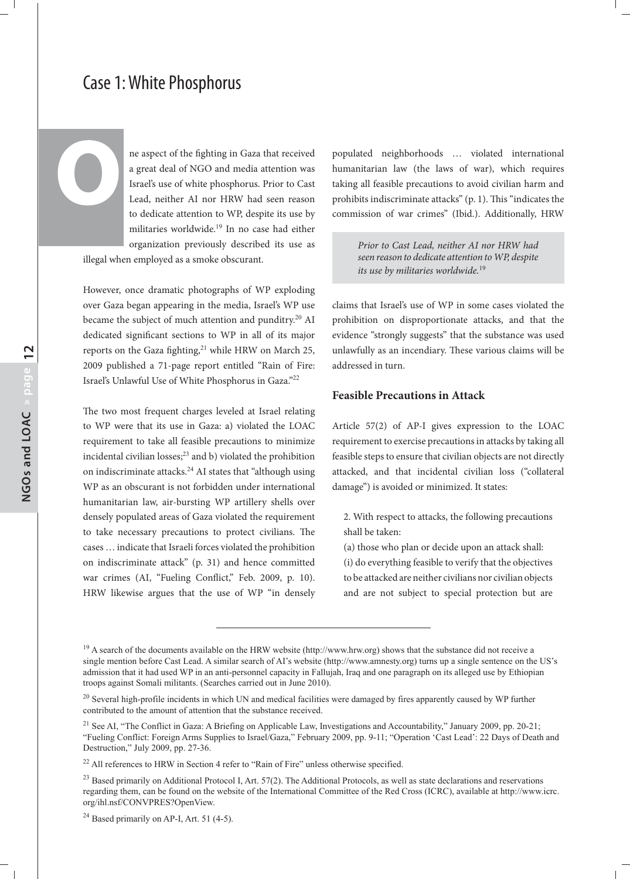# Case 1: White Phosphorus

One aspect of the fighting in Gaza that received a great deal of NGO and media attention was Israel's use of white phosphorus. Prior to Cast Lead, neither AI nor HRW had seen reason to dedicate attention to WP, despite its use by militaries worldwide.[19] In no case had either organization previously described its use as illegal when employed as a smoke obscurant.

However, once dramatic photographs of WP exploding over Gaza began appearing in the media, Israel's WP use became the subject of much attention and punditry.[20] AI dedicated significant sections to WP in all of its major reports on the Gaza fighting,[21] while HRW on March 25, 2009 published a 71-page report entitled "Rain of Fire: Israel's Unlawful Use of White Phosphorus in Gaza."[22]

The two most frequent charges leveled at Israel relating to WP were that its use in Gaza: a) violated the LOAC requirement to take all feasible precautions to minimize incidental civilian losses;[23] and b) violated the prohibition on indiscriminate attacks.[24] AI states that "although using WP as an obscurant is not forbidden under international humanitarian law, air-bursting WP artillery shells over densely populated areas of Gaza violated the requirement to take necessary precautions to protect civilians. The cases … indicate that Israeli forces violated the prohibition on indiscriminate attack" (p. 31) and hence committed war crimes (AI, "Fueling Conflict," Feb. 2009, p. 10). HRW likewise argues that the use of WP "in densely populated neighborhoods … violated international humanitarian law (the laws of war), which requires taking all feasible precautions to avoid civilian harm and prohibits indiscriminate attacks" (p. 1). This "indicates the commission of war crimes" (Ibid.). Additionally, HRW claims that Israel's use of WP in some cases violated the prohibition on disproportionate attacks, and that the evidence "strongly suggests" that the substance was used unlawfully as an incendiary. These various claims will be addressed in turn.

> *Prior to Cast Lead, neither AI nor HRW had seen reason to dedicate attention to WP, despite its use by militaries worldwide.*[19]

### Feasible Precautions in Attack

Article 57(2) of AP-I gives expression to the LOAC requirement to exercise precautions in attacks by taking all feasible steps to ensure that civilian objects are not directly attacked, and that incidental civilian loss ("collateral damage") is avoided or minimized. It states:

> 2. With respect to attacks, the following precautions shall be taken:
>
> (a) those who plan or decide upon an attack shall:
>
> (i) do everything feasible to verify that the objectives to be attacked are neither civilians nor civilian objects and are not subject to special protection but are

---

[19] A search of the documents available on the HRW website (http://www.hrw.org) shows that the substance did not receive a single mention before Cast Lead. A similar search of AI's website (http://www.amnesty.org) turns up a single sentence on the US's admission that it had used WP in an anti-personnel capacity in Fallujah, Iraq and one paragraph on its alleged use by Ethiopian troops against Somali militants. (Searches carried out in June 2010).

[20] Several high-profile incidents in which UN and medical facilities were damaged by fires apparently caused by WP further contributed to the amount of attention that the substance received.

[21] See AI, "The Conflict in Gaza: A Briefing on Applicable Law, Investigations and Accountability," January 2009, pp. 20-21; "Fueling Conflict: Foreign Arms Supplies to Israel/Gaza," February 2009, pp. 9-11; "Operation 'Cast Lead': 22 Days of Death and Destruction," July 2009, pp. 27-36.

[22] All references to HRW in Section 4 refer to "Rain of Fire" unless otherwise specified.

[23] Based primarily on Additional Protocol I, Art. 57(2). The Additional Protocols, as well as state declarations and reservations regarding them, can be found on the website of the International Committee of the Red Cross (ICRC), available at http://www.icrc.org/ihl.nsf/CONVPRES?OpenView.

[24] Based primarily on AP-I, Art. 51 (4-5).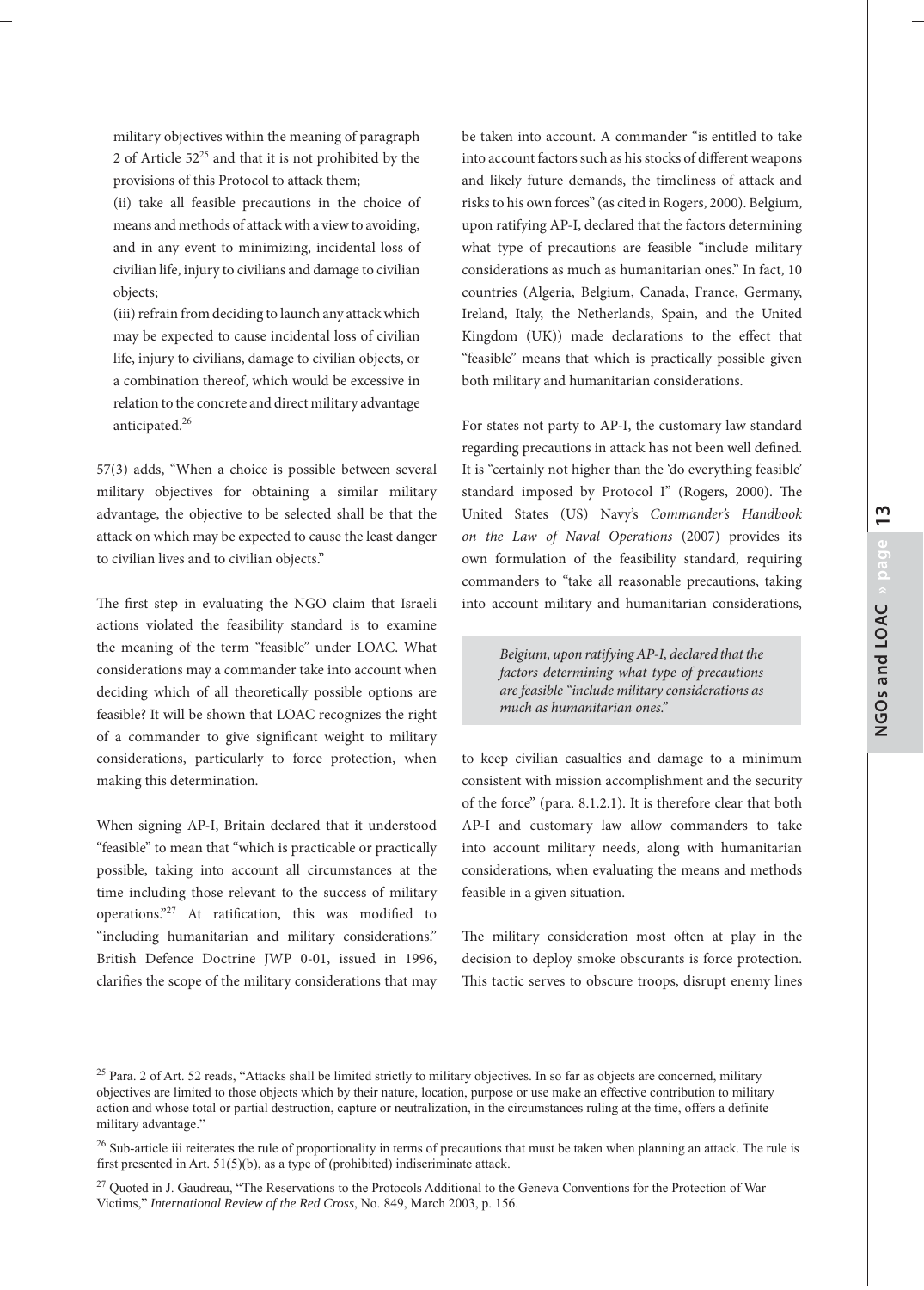military objectives within the meaning of paragraph 2 of Article 52[25] and that it is not prohibited by the provisions of this Protocol to attack them;

(ii) take all feasible precautions in the choice of means and methods of attack with a view to avoiding, and in any event to minimizing, incidental loss of civilian life, injury to civilians and damage to civilian objects;

(iii) refrain from deciding to launch any attack which may be expected to cause incidental loss of civilian life, injury to civilians, damage to civilian objects, or a combination thereof, which would be excessive in relation to the concrete and direct military advantage anticipated.[26]

57(3) adds, "When a choice is possible between several military objectives for obtaining a similar military advantage, the objective to be selected shall be that the attack on which may be expected to cause the least danger to civilian lives and to civilian objects."

The first step in evaluating the NGO claim that Israeli actions violated the feasibility standard is to examine the meaning of the term "feasible" under LOAC. What considerations may a commander take into account when deciding which of all theoretically possible options are feasible? It will be shown that LOAC recognizes the right of a commander to give significant weight to military considerations, particularly to force protection, when making this determination.

When signing AP-I, Britain declared that it understood "feasible" to mean that "which is practicable or practically possible, taking into account all circumstances at the time including those relevant to the success of military operations."[27] At ratification, this was modified to "including humanitarian and military considerations." British Defence Doctrine JWP 0-01, issued in 1996, clarifies the scope of the military considerations that may be taken into account. A commander "is entitled to take into account factors such as his stocks of different weapons and likely future demands, the timeliness of attack and risks to his own forces" (as cited in Rogers, 2000). Belgium, upon ratifying AP-I, declared that the factors determining what type of precautions are feasible "include military considerations as much as humanitarian ones." In fact, 10 countries (Algeria, Belgium, Canada, France, Germany, Ireland, Italy, the Netherlands, Spain, and the United Kingdom (UK)) made declarations to the effect that "feasible" means that which is practically possible given both military and humanitarian considerations.

For states not party to AP-I, the customary law standard regarding precautions in attack has not been well defined. It is "certainly not higher than the 'do everything feasible' standard imposed by Protocol I" (Rogers, 2000). The United States (US) Navy's *Commander's Handbook on the Law of Naval Operations* (2007) provides its own formulation of the feasibility standard, requiring commanders to "take all reasonable precautions, taking into account military and humanitarian considerations, to keep civilian casualties and damage to a minimum consistent with mission accomplishment and the security of the force" (para. 8.1.2.1). It is therefore clear that both AP-I and customary law allow commanders to take into account military needs, along with humanitarian considerations, when evaluating the means and methods feasible in a given situation.

> *Belgium, upon ratifying AP-I, declared that the factors determining what type of precautions are feasible "include military considerations as much as humanitarian ones."*

The military consideration most often at play in the decision to deploy smoke obscurants is force protection. This tactic serves to obscure troops, disrupt enemy lines

---

[25] Para. 2 of Art. 52 reads, "Attacks shall be limited strictly to military objectives. In so far as objects are concerned, military objectives are limited to those objects which by their nature, location, purpose or use make an effective contribution to military action and whose total or partial destruction, capture or neutralization, in the circumstances ruling at the time, offers a definite military advantage."

[26] Sub-article iii reiterates the rule of proportionality in terms of precautions that must be taken when planning an attack. The rule is first presented in Art. 51(5)(b), as a type of (prohibited) indiscriminate attack.

[27] Quoted in J. Gaudreau, "The Reservations to the Protocols Additional to the Geneva Conventions for the Protection of War Victims," *International Review of the Red Cross*, No. 849, March 2003, p. 156.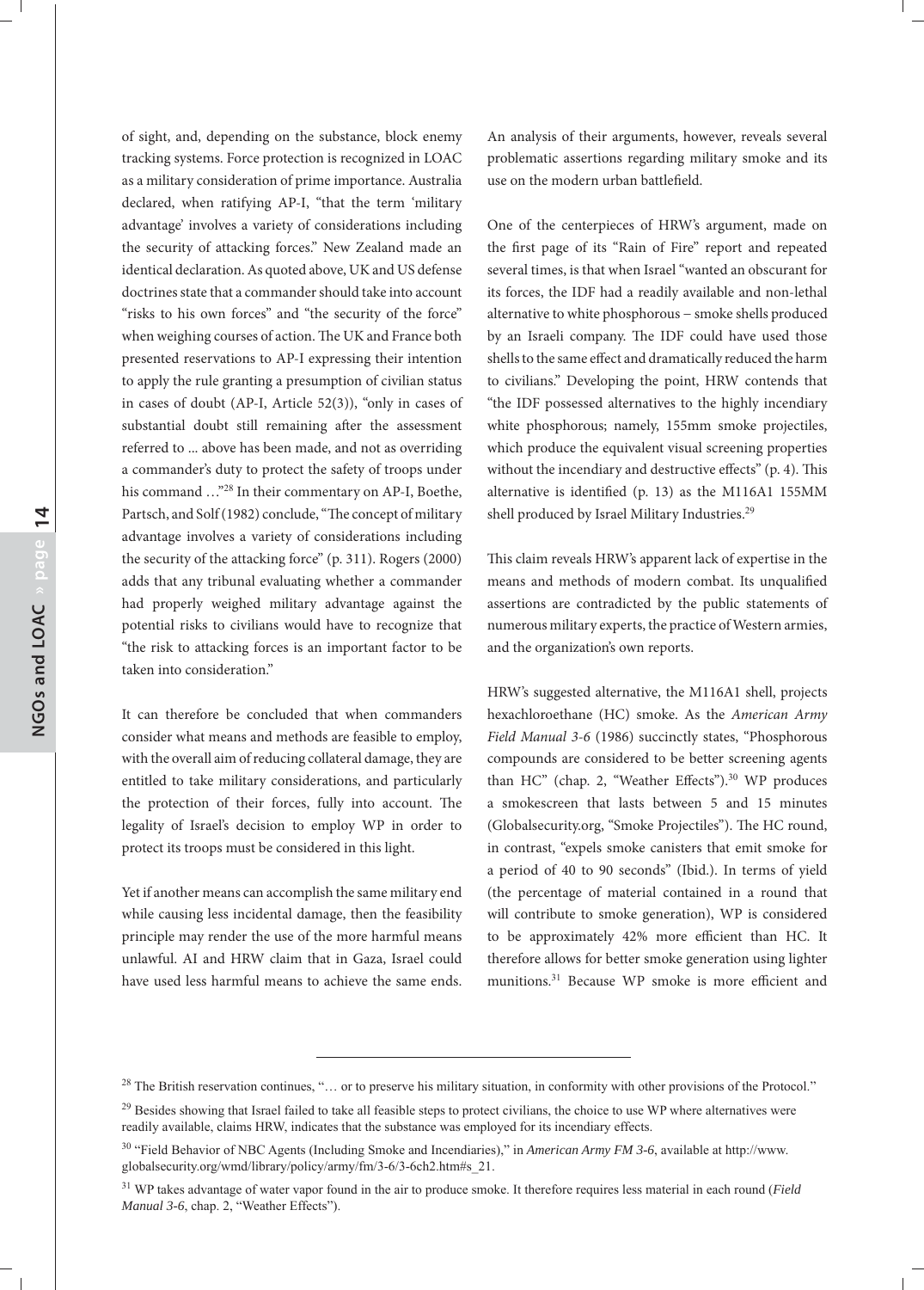of sight, and, depending on the substance, block enemy tracking systems. Force protection is recognized in LOAC as a military consideration of prime importance. Australia declared, when ratifying AP-I, "that the term 'military advantage' involves a variety of considerations including the security of attacking forces." New Zealand made an identical declaration. As quoted above, UK and US defense doctrines state that a commander should take into account "risks to his own forces" and "the security of the force" when weighing courses of action. The UK and France both presented reservations to AP-I expressing their intention to apply the rule granting a presumption of civilian status in cases of doubt (AP-I, Article 52(3)), "only in cases of substantial doubt still remaining after the assessment referred to ... above has been made, and not as overriding a commander's duty to protect the safety of troops under his command …"[28] In their commentary on AP-I, Boethe, Partsch, and Solf (1982) conclude, "The concept of military advantage involves a variety of considerations including the security of the attacking force" (p. 311). Rogers (2000) adds that any tribunal evaluating whether a commander had properly weighed military advantage against the potential risks to civilians would have to recognize that "the risk to attacking forces is an important factor to be taken into consideration."

It can therefore be concluded that when commanders consider what means and methods are feasible to employ, with the overall aim of reducing collateral damage, they are entitled to take military considerations, and particularly the protection of their forces, fully into account. The legality of Israel's decision to employ WP in order to protect its troops must be considered in this light.

Yet if another means can accomplish the same military end while causing less incidental damage, then the feasibility principle may render the use of the more harmful means unlawful. AI and HRW claim that in Gaza, Israel could have used less harmful means to achieve the same ends. An analysis of their arguments, however, reveals several problematic assertions regarding military smoke and its use on the modern urban battlefield.

One of the centerpieces of HRW's argument, made on the first page of its "Rain of Fire" report and repeated several times, is that when Israel "wanted an obscurant for its forces, the IDF had a readily available and non-lethal alternative to white phosphorous – smoke shells produced by an Israeli company. The IDF could have used those shells to the same effect and dramatically reduced the harm to civilians." Developing the point, HRW contends that "the IDF possessed alternatives to the highly incendiary white phosphorous; namely, 155mm smoke projectiles, which produce the equivalent visual screening properties without the incendiary and destructive effects" (p. 4). This alternative is identified (p. 13) as the M116A1 155MM shell produced by Israel Military Industries.[29]

This claim reveals HRW's apparent lack of expertise in the means and methods of modern combat. Its unqualified assertions are contradicted by the public statements of numerous military experts, the practice of Western armies, and the organization's own reports.

HRW's suggested alternative, the M116A1 shell, projects hexachloroethane (HC) smoke. As the *American Army Field Manual 3-6* (1986) succinctly states, "Phosphorous compounds are considered to be better screening agents than HC" (chap. 2, "Weather Effects").[30] WP produces a smokescreen that lasts between 5 and 15 minutes (Globalsecurity.org, "Smoke Projectiles"). The HC round, in contrast, "expels smoke canisters that emit smoke for a period of 40 to 90 seconds" (Ibid.). In terms of yield (the percentage of material contained in a round that will contribute to smoke generation), WP is considered to be approximately 42% more efficient than HC. It therefore allows for better smoke generation using lighter munitions.[31] Because WP smoke is more efficient and

---

[28] The British reservation continues, "… or to preserve his military situation, in conformity with other provisions of the Protocol."

[29] Besides showing that Israel failed to take all feasible steps to protect civilians, the choice to use WP where alternatives were readily available, claims HRW, indicates that the substance was employed for its incendiary effects.

[30] "Field Behavior of NBC Agents (Including Smoke and Incendiaries)," in *American Army FM 3-6*, available at http://www.globalsecurity.org/wmd/library/policy/army/fm/3-6/3-6ch2.htm#s_21.

[31] WP takes advantage of water vapor found in the air to produce smoke. It therefore requires less material in each round (*Field Manual 3-6*, chap. 2, "Weather Effects").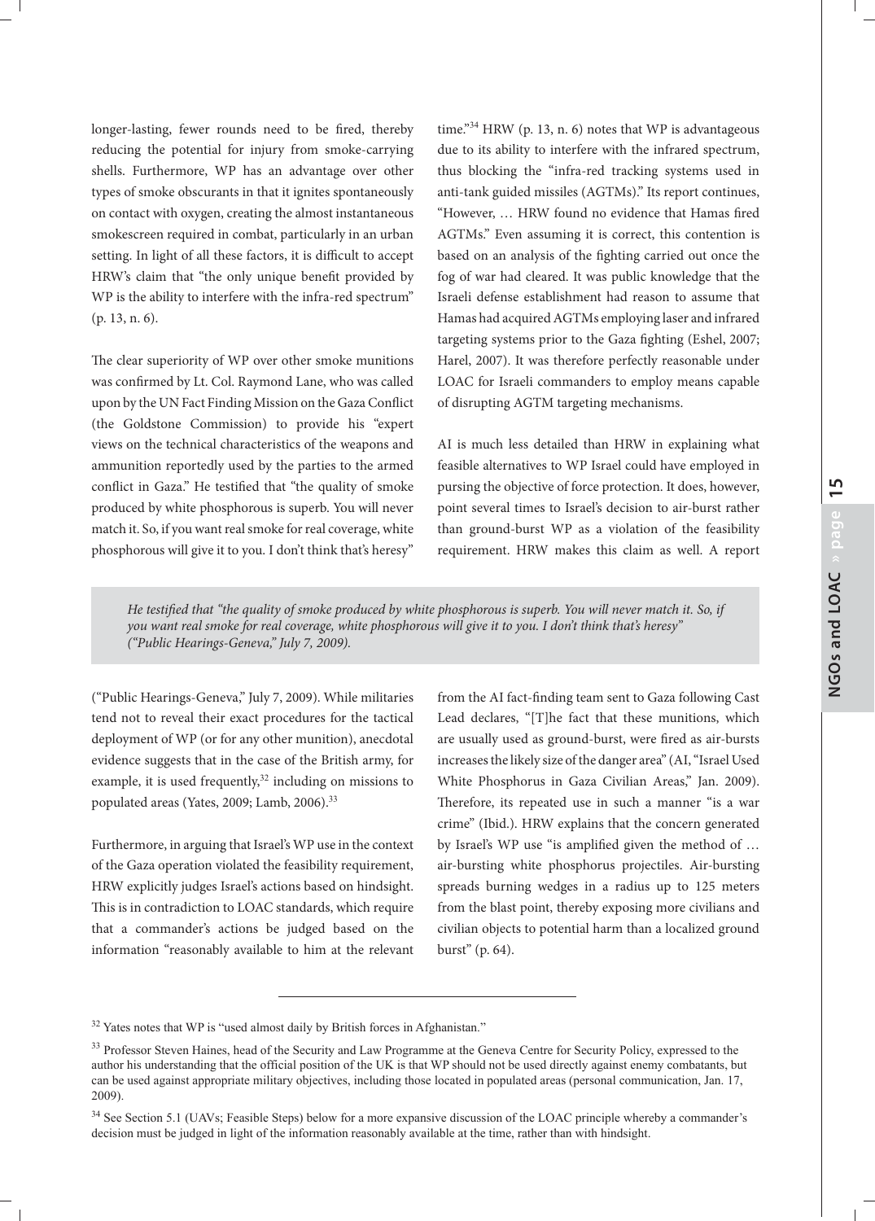longer-lasting, fewer rounds need to be fired, thereby reducing the potential for injury from smoke-carrying shells. Furthermore, WP has an advantage over other types of smoke obscurants in that it ignites spontaneously on contact with oxygen, creating the almost instantaneous smokescreen required in combat, particularly in an urban setting. In light of all these factors, it is difficult to accept HRW's claim that "the only unique benefit provided by WP is the ability to interfere with the infra-red spectrum" (p. 13, n. 6).

The clear superiority of WP over other smoke munitions was confirmed by Lt. Col. Raymond Lane, who was called upon by the UN Fact Finding Mission on the Gaza Conflict (the Goldstone Commission) to provide his "expert views on the technical characteristics of the weapons and ammunition reportedly used by the parties to the armed conflict in Gaza." He testified that "the quality of smoke produced by white phosphorous is superb. You will never match it. So, if you want real smoke for real coverage, white phosphorous will give it to you. I don't think that's heresy" ("Public Hearings-Geneva," July 7, 2009). While militaries tend not to reveal their exact procedures for the tactical deployment of WP (or for any other munition), anecdotal evidence suggests that in the case of the British army, for example, it is used frequently,[32] including on missions to populated areas (Yates, 2009; Lamb, 2006).[33]

Furthermore, in arguing that Israel's WP use in the context of the Gaza operation violated the feasibility requirement, HRW explicitly judges Israel's actions based on hindsight. This is in contradiction to LOAC standards, which require that a commander's actions be judged based on the information "reasonably available to him at the relevant time."[34] HRW (p. 13, n. 6) notes that WP is advantageous due to its ability to interfere with the infrared spectrum, thus blocking the "infra-red tracking systems used in anti-tank guided missiles (AGTMs)." Its report continues, "However, … HRW found no evidence that Hamas fired AGTMs." Even assuming it is correct, this contention is based on an analysis of the fighting carried out once the fog of war had cleared. It was public knowledge that the Israeli defense establishment had reason to assume that Hamas had acquired AGTMs employing laser and infrared targeting systems prior to the Gaza fighting (Eshel, 2007; Harel, 2007). It was therefore perfectly reasonable under LOAC for Israeli commanders to employ means capable of disrupting AGTM targeting mechanisms.

AI is much less detailed than HRW in explaining what feasible alternatives to WP Israel could have employed in pursing the objective of force protection. It does, however, point several times to Israel's decision to air-burst rather than ground-burst WP as a violation of the feasibility requirement. HRW makes this claim as well. A report from the AI fact-finding team sent to Gaza following Cast Lead declares, "[T]he fact that these munitions, which are usually used as ground-burst, were fired as air-bursts increases the likely size of the danger area" (AI, "Israel Used White Phosphorus in Gaza Civilian Areas," Jan. 2009). Therefore, its repeated use in such a manner "is a war crime" (Ibid.). HRW explains that the concern generated by Israel's WP use "is amplified given the method of … air-bursting white phosphorus projectiles. Air-bursting spreads burning wedges in a radius up to 125 meters from the blast point, thereby exposing more civilians and civilian objects to potential harm than a localized ground burst" (p. 64).

*He testified that "the quality of smoke produced by white phosphorous is superb. You will never match it. So, if you want real smoke for real coverage, white phosphorous will give it to you. I don't think that's heresy" ("Public Hearings-Geneva," July 7, 2009).*

---

[32] Yates notes that WP is "used almost daily by British forces in Afghanistan."

[33] Professor Steven Haines, head of the Security and Law Programme at the Geneva Centre for Security Policy, expressed to the author his understanding that the official position of the UK is that WP should not be used directly against enemy combatants, but can be used against appropriate military objectives, including those located in populated areas (personal communication, Jan. 17, 2009).

[34] See Section 5.1 (UAVs; Feasible Steps) below for a more expansive discussion of the LOAC principle whereby a commander's decision must be judged in light of the information reasonably available at the time, rather than with hindsight.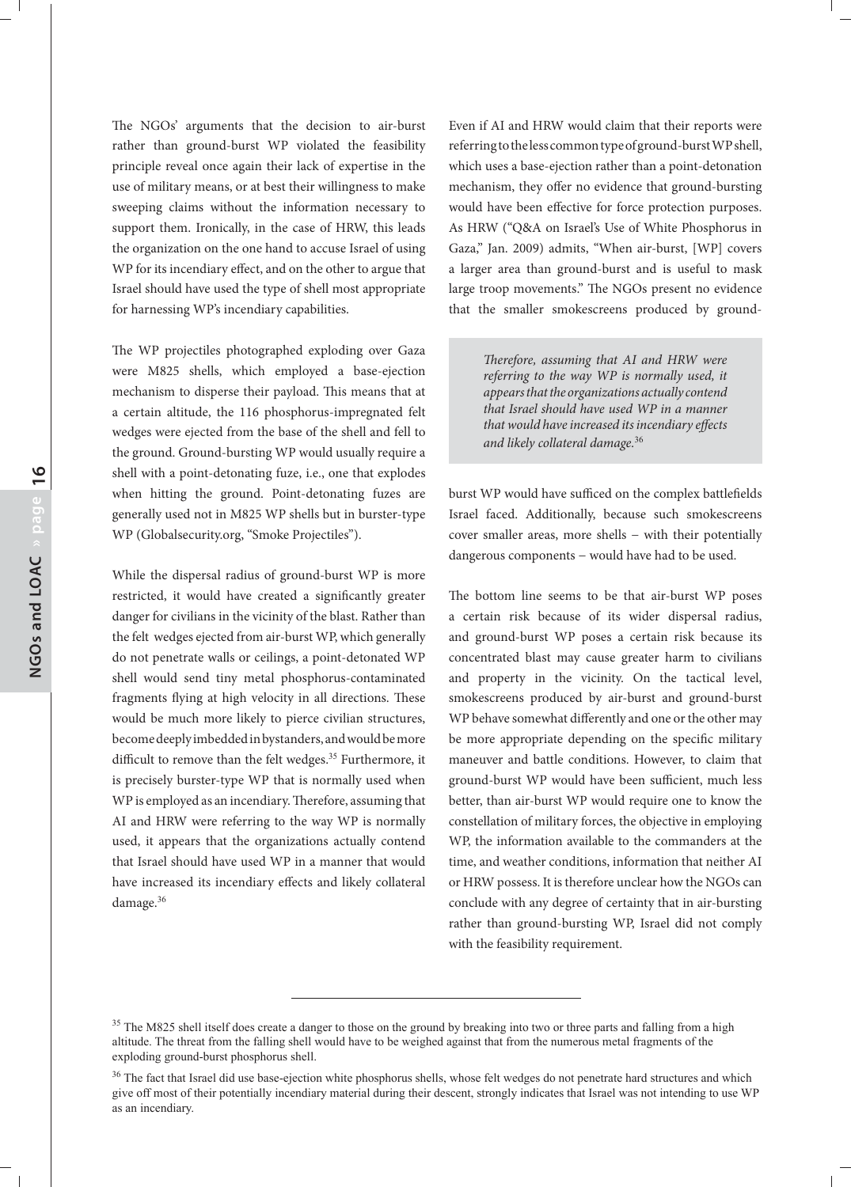The NGOs' arguments that the decision to air-burst rather than ground-burst WP violated the feasibility principle reveal once again their lack of expertise in the use of military means, or at best their willingness to make sweeping claims without the information necessary to support them. Ironically, in the case of HRW, this leads the organization on the one hand to accuse Israel of using WP for its incendiary effect, and on the other to argue that Israel should have used the type of shell most appropriate for harnessing WP's incendiary capabilities.

The WP projectiles photographed exploding over Gaza were M825 shells, which employed a base-ejection mechanism to disperse their payload. This means that at a certain altitude, the 116 phosphorus-impregnated felt wedges were ejected from the base of the shell and fell to the ground. Ground-bursting WP would usually require a shell with a point-detonating fuze, i.e., one that explodes when hitting the ground. Point-detonating fuzes are generally used not in M825 WP shells but in burster-type WP (Globalsecurity.org, "Smoke Projectiles").

While the dispersal radius of ground-burst WP is more restricted, it would have created a significantly greater danger for civilians in the vicinity of the blast. Rather than the felt wedges ejected from air-burst WP, which generally do not penetrate walls or ceilings, a point-detonated WP shell would send tiny metal phosphorus-contaminated fragments flying at high velocity in all directions. These would be much more likely to pierce civilian structures, become deeply imbedded in bystanders, and would be more difficult to remove than the felt wedges.[35] Furthermore, it is precisely burster-type WP that is normally used when WP is employed as an incendiary. Therefore, assuming that AI and HRW were referring to the way WP is normally used, it appears that the organizations actually contend that Israel should have used WP in a manner that would have increased its incendiary effects and likely collateral damage.[36]

Even if AI and HRW would claim that their reports were referring to the less common type of ground-burst WP shell, which uses a base-ejection rather than a point-detonation mechanism, they offer no evidence that ground-bursting would have been effective for force protection purposes. As HRW ("Q&A on Israel's Use of White Phosphorus in Gaza," Jan. 2009) admits, "When air-burst, [WP] covers a larger area than ground-burst and is useful to mask large troop movements." The NGOs present no evidence that the smaller smokescreens produced by ground-burst WP would have sufficed on the complex battlefields Israel faced. Additionally, because such smokescreens cover smaller areas, more shells – with their potentially dangerous components – would have had to be used.

> *Therefore, assuming that AI and HRW were referring to the way WP is normally used, it appears that the organizations actually contend that Israel should have used WP in a manner that would have increased its incendiary effects and likely collateral damage.*[36]

The bottom line seems to be that air-burst WP poses a certain risk because of its wider dispersal radius, and ground-burst WP poses a certain risk because its concentrated blast may cause greater harm to civilians and property in the vicinity. On the tactical level, smokescreens produced by air-burst and ground-burst WP behave somewhat differently and one or the other may be more appropriate depending on the specific military maneuver and battle conditions. However, to claim that ground-burst WP would have been sufficient, much less better, than air-burst WP would require one to know the constellation of military forces, the objective in employing WP, the information available to the commanders at the time, and weather conditions, information that neither AI or HRW possess. It is therefore unclear how the NGOs can conclude with any degree of certainty that in air-bursting rather than ground-bursting WP, Israel did not comply with the feasibility requirement.

---

[35] The M825 shell itself does create a danger to those on the ground by breaking into two or three parts and falling from a high altitude. The threat from the falling shell would have to be weighed against that from the numerous metal fragments of the exploding ground-burst phosphorus shell.

[36] The fact that Israel did use base-ejection white phosphorus shells, whose felt wedges do not penetrate hard structures and which give off most of their potentially incendiary material during their descent, strongly indicates that Israel was not intending to use WP as an incendiary.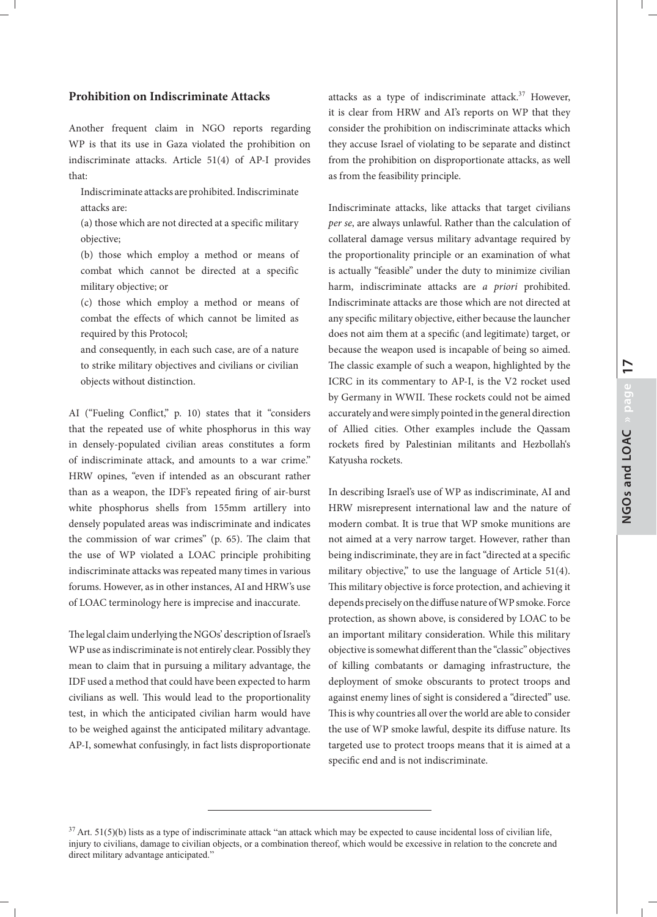## Prohibition on Indiscriminate Attacks

Another frequent claim in NGO reports regarding WP is that its use in Gaza violated the prohibition on indiscriminate attacks. Article 51(4) of AP-I provides that:

> Indiscriminate attacks are prohibited. Indiscriminate attacks are:
>
> (a) those which are not directed at a specific military objective;
>
> (b) those which employ a method or means of combat which cannot be directed at a specific military objective; or
>
> (c) those which employ a method or means of combat the effects of which cannot be limited as required by this Protocol;
>
> and consequently, in each such case, are of a nature to strike military objectives and civilians or civilian objects without distinction.

AI ("Fueling Conflict," p. 10) states that it "considers that the repeated use of white phosphorus in this way in densely-populated civilian areas constitutes a form of indiscriminate attack, and amounts to a war crime." HRW opines, "even if intended as an obscurant rather than as a weapon, the IDF's repeated firing of air-burst white phosphorus shells from 155mm artillery into densely populated areas was indiscriminate and indicates the commission of war crimes" (p. 65). The claim that the use of WP violated a LOAC principle prohibiting indiscriminate attacks was repeated many times in various forums. However, as in other instances, AI and HRW's use of LOAC terminology here is imprecise and inaccurate.

The legal claim underlying the NGOs' description of Israel's WP use as indiscriminate is not entirely clear. Possibly they mean to claim that in pursuing a military advantage, the IDF used a method that could have been expected to harm civilians as well. This would lead to the proportionality test, in which the anticipated civilian harm would have to be weighed against the anticipated military advantage. AP-I, somewhat confusingly, in fact lists disproportionate attacks as a type of indiscriminate attack.[37] However, it is clear from HRW and AI's reports on WP that they consider the prohibition on indiscriminate attacks which they accuse Israel of violating to be separate and distinct from the prohibition on disproportionate attacks, as well as from the feasibility principle.

Indiscriminate attacks, like attacks that target civilians *per se*, are always unlawful. Rather than the calculation of collateral damage versus military advantage required by the proportionality principle or an examination of what is actually "feasible" under the duty to minimize civilian harm, indiscriminate attacks are *a priori* prohibited. Indiscriminate attacks are those which are not directed at any specific military objective, either because the launcher does not aim them at a specific (and legitimate) target, or because the weapon used is incapable of being so aimed. The classic example of such a weapon, highlighted by the ICRC in its commentary to AP-I, is the V2 rocket used by Germany in WWII. These rockets could not be aimed accurately and were simply pointed in the general direction of Allied cities. Other examples include the Qassam rockets fired by Palestinian militants and Hezbollah's Katyusha rockets.

In describing Israel's use of WP as indiscriminate, AI and HRW misrepresent international law and the nature of modern combat. It is true that WP smoke munitions are not aimed at a very narrow target. However, rather than being indiscriminate, they are in fact "directed at a specific military objective," to use the language of Article 51(4). This military objective is force protection, and achieving it depends precisely on the diffuse nature of WP smoke. Force protection, as shown above, is considered by LOAC to be an important military consideration. While this military objective is somewhat different than the "classic" objectives of killing combatants or damaging infrastructure, the deployment of smoke obscurants to protect troops and against enemy lines of sight is considered a "directed" use. This is why countries all over the world are able to consider the use of WP smoke lawful, despite its diffuse nature. Its targeted use to protect troops means that it is aimed at a specific end and is not indiscriminate.

---

[37] Art. 51(5)(b) lists as a type of indiscriminate attack "an attack which may be expected to cause incidental loss of civilian life, injury to civilians, damage to civilian objects, or a combination thereof, which would be excessive in relation to the concrete and direct military advantage anticipated."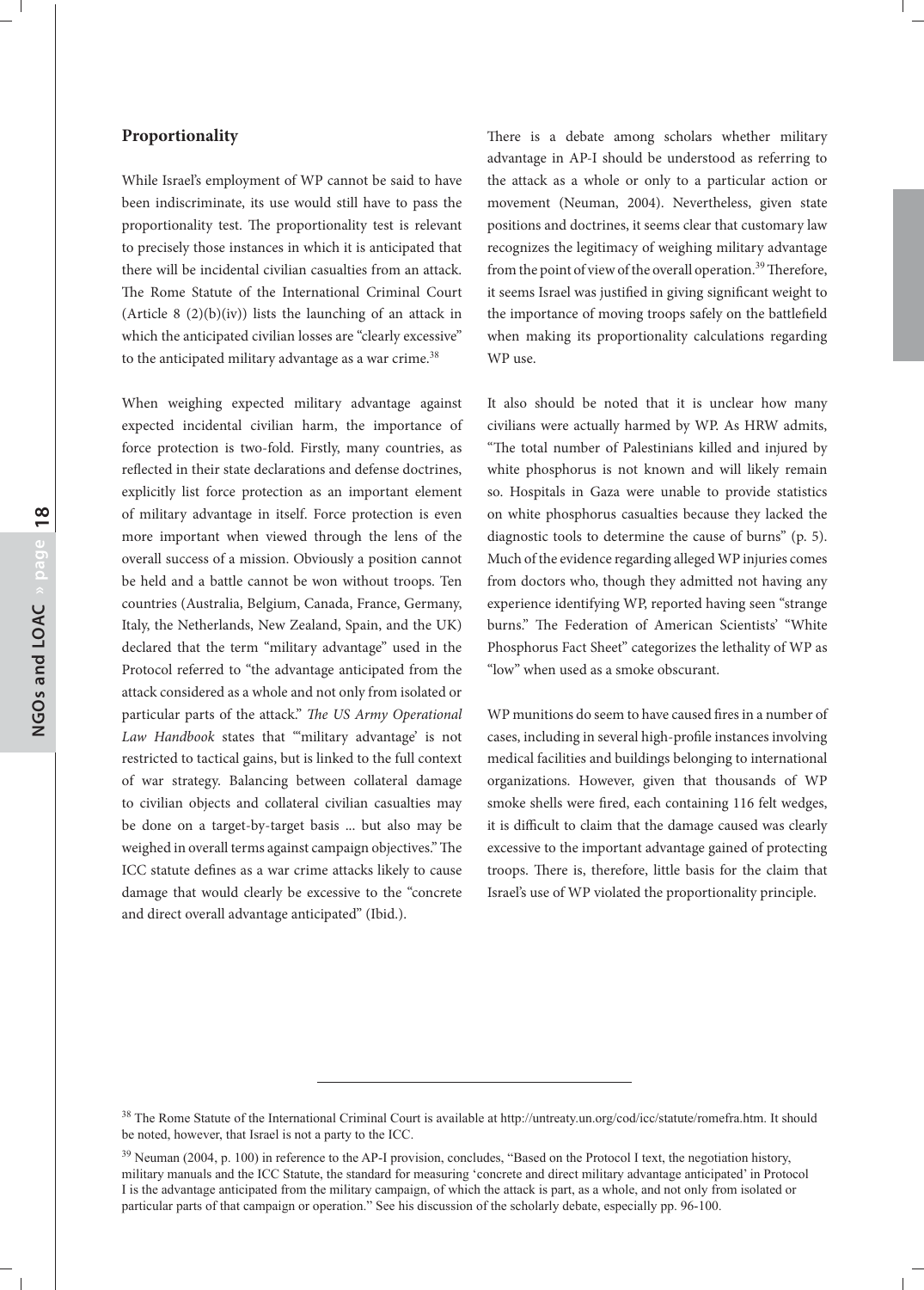## Proportionality

While Israel's employment of WP cannot be said to have been indiscriminate, its use would still have to pass the proportionality test. The proportionality test is relevant to precisely those instances in which it is anticipated that there will be incidental civilian casualties from an attack. The Rome Statute of the International Criminal Court (Article 8 (2)(b)(iv)) lists the launching of an attack in which the anticipated civilian losses are "clearly excessive" to the anticipated military advantage as a war crime.[38]

When weighing expected military advantage against expected incidental civilian harm, the importance of force protection is two-fold. Firstly, many countries, as reflected in their state declarations and defense doctrines, explicitly list force protection as an important element of military advantage in itself. Force protection is even more important when viewed through the lens of the overall success of a mission. Obviously a position cannot be held and a battle cannot be won without troops. Ten countries (Australia, Belgium, Canada, France, Germany, Italy, the Netherlands, New Zealand, Spain, and the UK) declared that the term "military advantage" used in the Protocol referred to "the advantage anticipated from the attack considered as a whole and not only from isolated or particular parts of the attack." *The US Army Operational Law Handbook* states that "'military advantage' is not restricted to tactical gains, but is linked to the full context of war strategy. Balancing between collateral damage to civilian objects and collateral civilian casualties may be done on a target-by-target basis ... but also may be weighed in overall terms against campaign objectives." The ICC statute defines as a war crime attacks likely to cause damage that would clearly be excessive to the "concrete and direct overall advantage anticipated" (Ibid.).

There is a debate among scholars whether military advantage in AP-I should be understood as referring to the attack as a whole or only to a particular action or movement (Neuman, 2004). Nevertheless, given state positions and doctrines, it seems clear that customary law recognizes the legitimacy of weighing military advantage from the point of view of the overall operation.[39] Therefore, it seems Israel was justified in giving significant weight to the importance of moving troops safely on the battlefield when making its proportionality calculations regarding WP use.

It also should be noted that it is unclear how many civilians were actually harmed by WP. As HRW admits, "The total number of Palestinians killed and injured by white phosphorus is not known and will likely remain so. Hospitals in Gaza were unable to provide statistics on white phosphorus casualties because they lacked the diagnostic tools to determine the cause of burns" (p. 5). Much of the evidence regarding alleged WP injuries comes from doctors who, though they admitted not having any experience identifying WP, reported having seen "strange burns." The Federation of American Scientists' "White Phosphorus Fact Sheet" categorizes the lethality of WP as "low" when used as a smoke obscurant.

WP munitions do seem to have caused fires in a number of cases, including in several high-profile instances involving medical facilities and buildings belonging to international organizations. However, given that thousands of WP smoke shells were fired, each containing 116 felt wedges, it is difficult to claim that the damage caused was clearly excessive to the important advantage gained of protecting troops. There is, therefore, little basis for the claim that Israel's use of WP violated the proportionality principle.

---

[38] The Rome Statute of the International Criminal Court is available at http://untreaty.un.org/cod/icc/statute/romefra.htm. It should be noted, however, that Israel is not a party to the ICC.

[39] Neuman (2004, p. 100) in reference to the AP-I provision, concludes, "Based on the Protocol I text, the negotiation history, military manuals and the ICC Statute, the standard for measuring 'concrete and direct military advantage anticipated' in Protocol I is the advantage anticipated from the military campaign, of which the attack is part, as a whole, and not only from isolated or particular parts of that campaign or operation." See his discussion of the scholarly debate, especially pp. 96-100.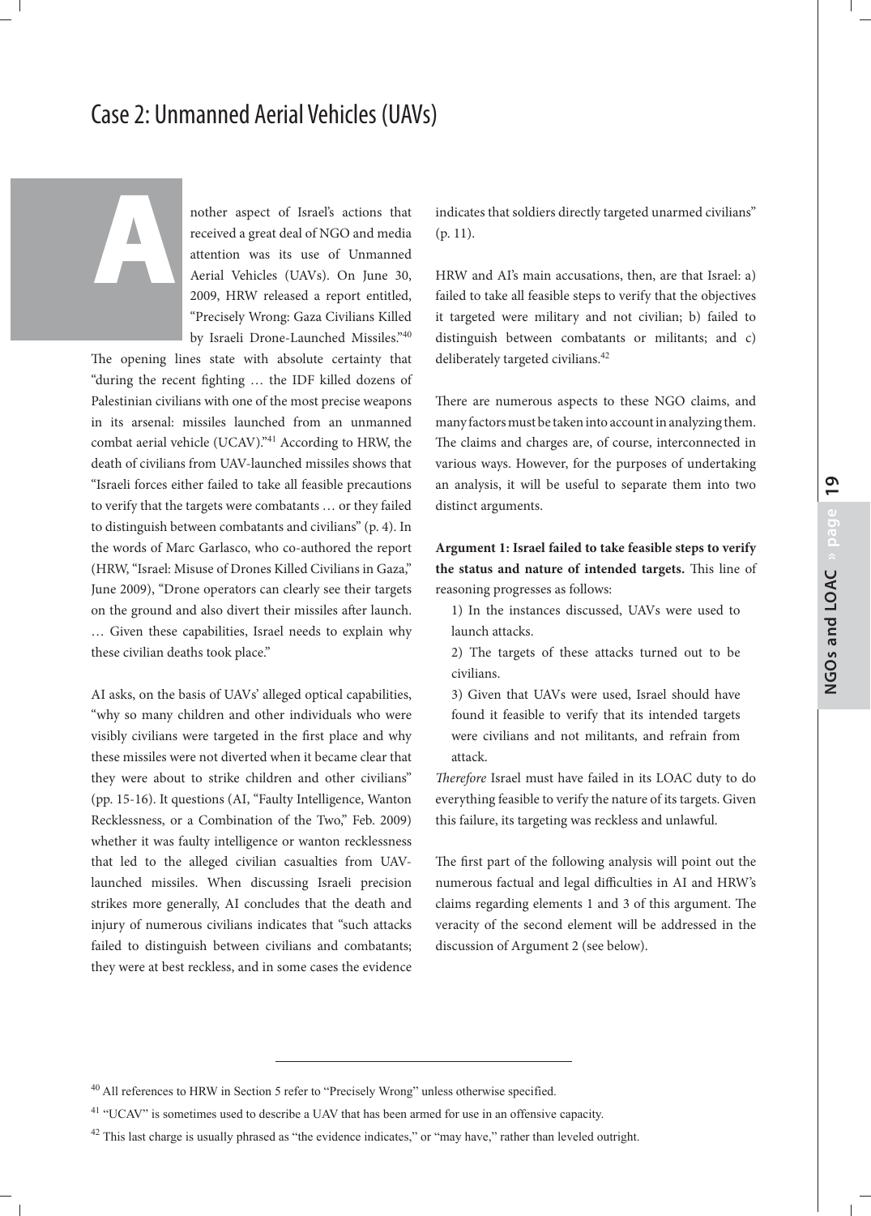# Case 2: Unmanned Aerial Vehicles (UAVs)

Another aspect of Israel's actions that received a great deal of NGO and media attention was its use of Unmanned Aerial Vehicles (UAVs). On June 30, 2009, HRW released a report entitled, "Precisely Wrong: Gaza Civilians Killed by Israeli Drone-Launched Missiles."[40] The opening lines state with absolute certainty that "during the recent fighting … the IDF killed dozens of Palestinian civilians with one of the most precise weapons in its arsenal: missiles launched from an unmanned combat aerial vehicle (UCAV)."[41] According to HRW, the death of civilians from UAV-launched missiles shows that "Israeli forces either failed to take all feasible precautions to verify that the targets were combatants … or they failed to distinguish between combatants and civilians" (p. 4). In the words of Marc Garlasco, who co-authored the report (HRW, "Israel: Misuse of Drones Killed Civilians in Gaza," June 2009), "Drone operators can clearly see their targets on the ground and also divert their missiles after launch. … Given these capabilities, Israel needs to explain why these civilian deaths took place."

AI asks, on the basis of UAVs' alleged optical capabilities, "why so many children and other individuals who were visibly civilians were targeted in the first place and why these missiles were not diverted when it became clear that they were about to strike children and other civilians" (pp. 15-16). It questions (AI, "Faulty Intelligence, Wanton Recklessness, or a Combination of the Two," Feb. 2009) whether it was faulty intelligence or wanton recklessness that led to the alleged civilian casualties from UAV-launched missiles. When discussing Israeli precision strikes more generally, AI concludes that the death and injury of numerous civilians indicates that "such attacks failed to distinguish between civilians and combatants; they were at best reckless, and in some cases the evidence indicates that soldiers directly targeted unarmed civilians" (p. 11).

HRW and AI's main accusations, then, are that Israel: a) failed to take all feasible steps to verify that the objectives it targeted were military and not civilian; b) failed to distinguish between combatants or militants; and c) deliberately targeted civilians.[42]

There are numerous aspects to these NGO claims, and many factors must be taken into account in analyzing them. The claims and charges are, of course, interconnected in various ways. However, for the purposes of undertaking an analysis, it will be useful to separate them into two distinct arguments.

**Argument 1: Israel failed to take feasible steps to verify the status and nature of intended targets.** This line of reasoning progresses as follows:

1) In the instances discussed, UAVs were used to launch attacks.

2) The targets of these attacks turned out to be civilians.

3) Given that UAVs were used, Israel should have found it feasible to verify that its intended targets were civilians and not militants, and refrain from attack.

*Therefore* Israel must have failed in its LOAC duty to do everything feasible to verify the nature of its targets. Given this failure, its targeting was reckless and unlawful.

The first part of the following analysis will point out the numerous factual and legal difficulties in AI and HRW's claims regarding elements 1 and 3 of this argument. The veracity of the second element will be addressed in the discussion of Argument 2 (see below).

---

[40] All references to HRW in Section 5 refer to "Precisely Wrong" unless otherwise specified.

[41] "UCAV" is sometimes used to describe a UAV that has been armed for use in an offensive capacity.

[42] This last charge is usually phrased as "the evidence indicates," or "may have," rather than leveled outright.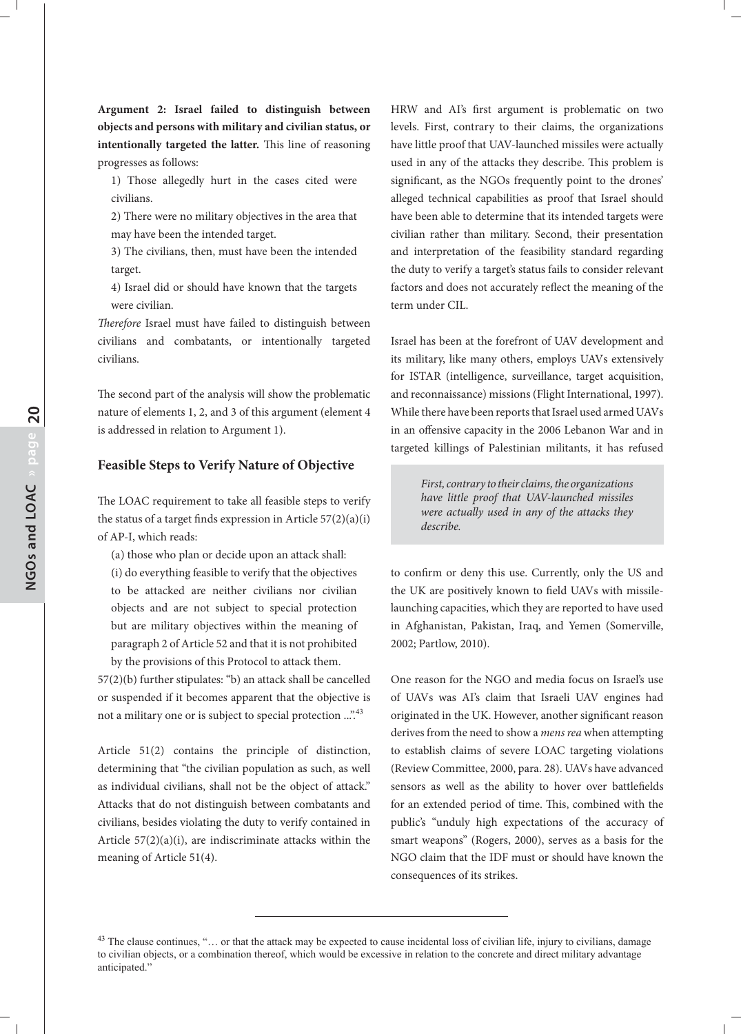**Argument 2: Israel failed to distinguish between objects and persons with military and civilian status, or intentionally targeted the latter.** This line of reasoning progresses as follows:

1) Those allegedly hurt in the cases cited were civilians.

2) There were no military objectives in the area that may have been the intended target.

3) The civilians, then, must have been the intended target.

4) Israel did or should have known that the targets were civilian.

*Therefore* Israel must have failed to distinguish between civilians and combatants, or intentionally targeted civilians.

The second part of the analysis will show the problematic nature of elements 1, 2, and 3 of this argument (element 4 is addressed in relation to Argument 1).

## Feasible Steps to Verify Nature of Objective

The LOAC requirement to take all feasible steps to verify the status of a target finds expression in Article 57(2)(a)(i) of AP-I, which reads:

> (a) those who plan or decide upon an attack shall:
>
> (i) do everything feasible to verify that the objectives to be attacked are neither civilians nor civilian objects and are not subject to special protection but are military objectives within the meaning of paragraph 2 of Article 52 and that it is not prohibited by the provisions of this Protocol to attack them.

57(2)(b) further stipulates: "b) an attack shall be cancelled or suspended if it becomes apparent that the objective is not a military one or is subject to special protection ...".[43]

Article 51(2) contains the principle of distinction, determining that "the civilian population as such, as well as individual civilians, shall not be the object of attack." Attacks that do not distinguish between combatants and civilians, besides violating the duty to verify contained in Article 57(2)(a)(i), are indiscriminate attacks within the meaning of Article 51(4).

HRW and AI's first argument is problematic on two levels. First, contrary to their claims, the organizations have little proof that UAV-launched missiles were actually used in any of the attacks they describe. This problem is significant, as the NGOs frequently point to the drones' alleged technical capabilities as proof that Israel should have been able to determine that its intended targets were civilian rather than military. Second, their presentation and interpretation of the feasibility standard regarding the duty to verify a target's status fails to consider relevant factors and does not accurately reflect the meaning of the term under CIL.

Israel has been at the forefront of UAV development and its military, like many others, employs UAVs extensively for ISTAR (intelligence, surveillance, target acquisition, and reconnaissance) missions (Flight International, 1997). While there have been reports that Israel used armed UAVs in an offensive capacity in the 2006 Lebanon War and in targeted killings of Palestinian militants, it has refused to confirm or deny this use. Currently, only the US and the UK are positively known to field UAVs with missile-launching capacities, which they are reported to have used in Afghanistan, Pakistan, Iraq, and Yemen (Somerville, 2002; Partlow, 2010).

> *First, contrary to their claims, the organizations have little proof that UAV-launched missiles were actually used in any of the attacks they describe.*

One reason for the NGO and media focus on Israel's use of UAVs was AI's claim that Israeli UAV engines had originated in the UK. However, another significant reason derives from the need to show a *mens rea* when attempting to establish claims of severe LOAC targeting violations (Review Committee, 2000, para. 28). UAVs have advanced sensors as well as the ability to hover over battlefields for an extended period of time. This, combined with the public's "unduly high expectations of the accuracy of smart weapons" (Rogers, 2000), serves as a basis for the NGO claim that the IDF must or should have known the consequences of its strikes.

---

[43] The clause continues, "… or that the attack may be expected to cause incidental loss of civilian life, injury to civilians, damage to civilian objects, or a combination thereof, which would be excessive in relation to the concrete and direct military advantage anticipated."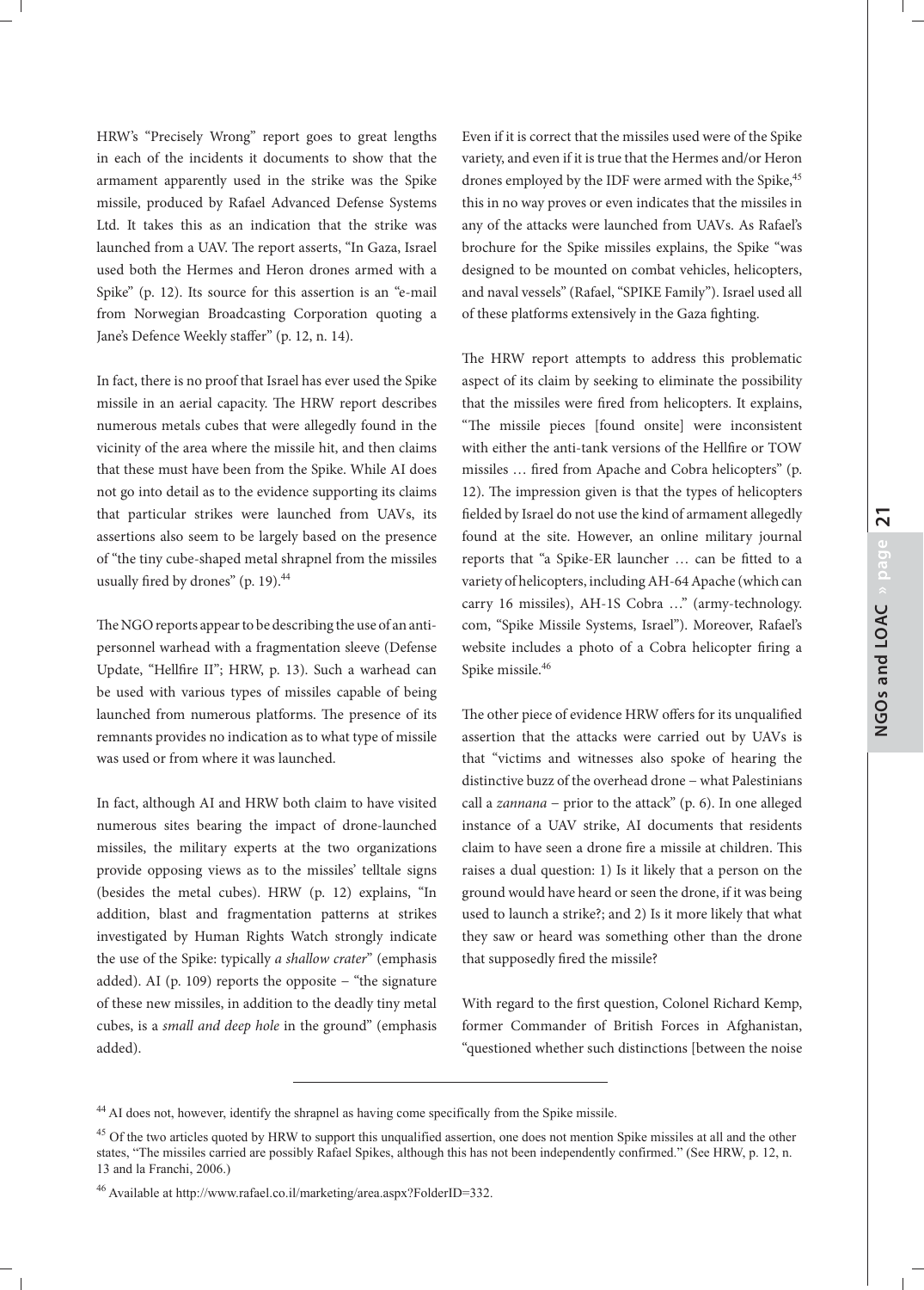HRW's "Precisely Wrong" report goes to great lengths in each of the incidents it documents to show that the armament apparently used in the strike was the Spike missile, produced by Rafael Advanced Defense Systems Ltd. It takes this as an indication that the strike was launched from a UAV. The report asserts, "In Gaza, Israel used both the Hermes and Heron drones armed with a Spike" (p. 12). Its source for this assertion is an "e-mail from Norwegian Broadcasting Corporation quoting a Jane's Defence Weekly staffer" (p. 12, n. 14).

In fact, there is no proof that Israel has ever used the Spike missile in an aerial capacity. The HRW report describes numerous metals cubes that were allegedly found in the vicinity of the area where the missile hit, and then claims that these must have been from the Spike. While AI does not go into detail as to the evidence supporting its claims that particular strikes were launched from UAVs, its assertions also seem to be largely based on the presence of "the tiny cube-shaped metal shrapnel from the missiles usually fired by drones" (p. 19).[44]

The NGO reports appear to be describing the use of an anti-personnel warhead with a fragmentation sleeve (Defense Update, "Hellfire II"; HRW, p. 13). Such a warhead can be used with various types of missiles capable of being launched from numerous platforms. The presence of its remnants provides no indication as to what type of missile was used or from where it was launched.

In fact, although AI and HRW both claim to have visited numerous sites bearing the impact of drone-launched missiles, the military experts at the two organizations provide opposing views as to the missiles' telltale signs (besides the metal cubes). HRW (p. 12) explains, "In addition, blast and fragmentation patterns at strikes investigated by Human Rights Watch strongly indicate the use of the Spike: typically *a shallow crater*" (emphasis added). AI (p. 109) reports the opposite – "the signature of these new missiles, in addition to the deadly tiny metal cubes, is a *small and deep hole* in the ground" (emphasis added).

Even if it is correct that the missiles used were of the Spike variety, and even if it is true that the Hermes and/or Heron drones employed by the IDF were armed with the Spike,[45] this in no way proves or even indicates that the missiles in any of the attacks were launched from UAVs. As Rafael's brochure for the Spike missiles explains, the Spike "was designed to be mounted on combat vehicles, helicopters, and naval vessels" (Rafael, "SPIKE Family"). Israel used all of these platforms extensively in the Gaza fighting.

The HRW report attempts to address this problematic aspect of its claim by seeking to eliminate the possibility that the missiles were fired from helicopters. It explains, "The missile pieces [found onsite] were inconsistent with either the anti-tank versions of the Hellfire or TOW missiles … fired from Apache and Cobra helicopters" (p. 12). The impression given is that the types of helicopters fielded by Israel do not use the kind of armament allegedly found at the site. However, an online military journal reports that "a Spike-ER launcher … can be fitted to a variety of helicopters, including AH-64 Apache (which can carry 16 missiles), AH-1S Cobra …" (army-technology.com, "Spike Missile Systems, Israel"). Moreover, Rafael's website includes a photo of a Cobra helicopter firing a Spike missile.[46]

The other piece of evidence HRW offers for its unqualified assertion that the attacks were carried out by UAVs is that "victims and witnesses also spoke of hearing the distinctive buzz of the overhead drone – what Palestinians call a *zannana* – prior to the attack" (p. 6). In one alleged instance of a UAV strike, AI documents that residents claim to have seen a drone fire a missile at children. This raises a dual question: 1) Is it likely that a person on the ground would have heard or seen the drone, if it was being used to launch a strike?; and 2) Is it more likely that what they saw or heard was something other than the drone that supposedly fired the missile?

With regard to the first question, Colonel Richard Kemp, former Commander of British Forces in Afghanistan, "questioned whether such distinctions [between the noise

---

[44] AI does not, however, identify the shrapnel as having come specifically from the Spike missile.

[45] Of the two articles quoted by HRW to support this unqualified assertion, one does not mention Spike missiles at all and the other states, "The missiles carried are possibly Rafael Spikes, although this has not been independently confirmed." (See HRW, p. 12, n. 13 and la Franchi, 2006.)

[46] Available at http://www.rafael.co.il/marketing/area.aspx?FolderID=332.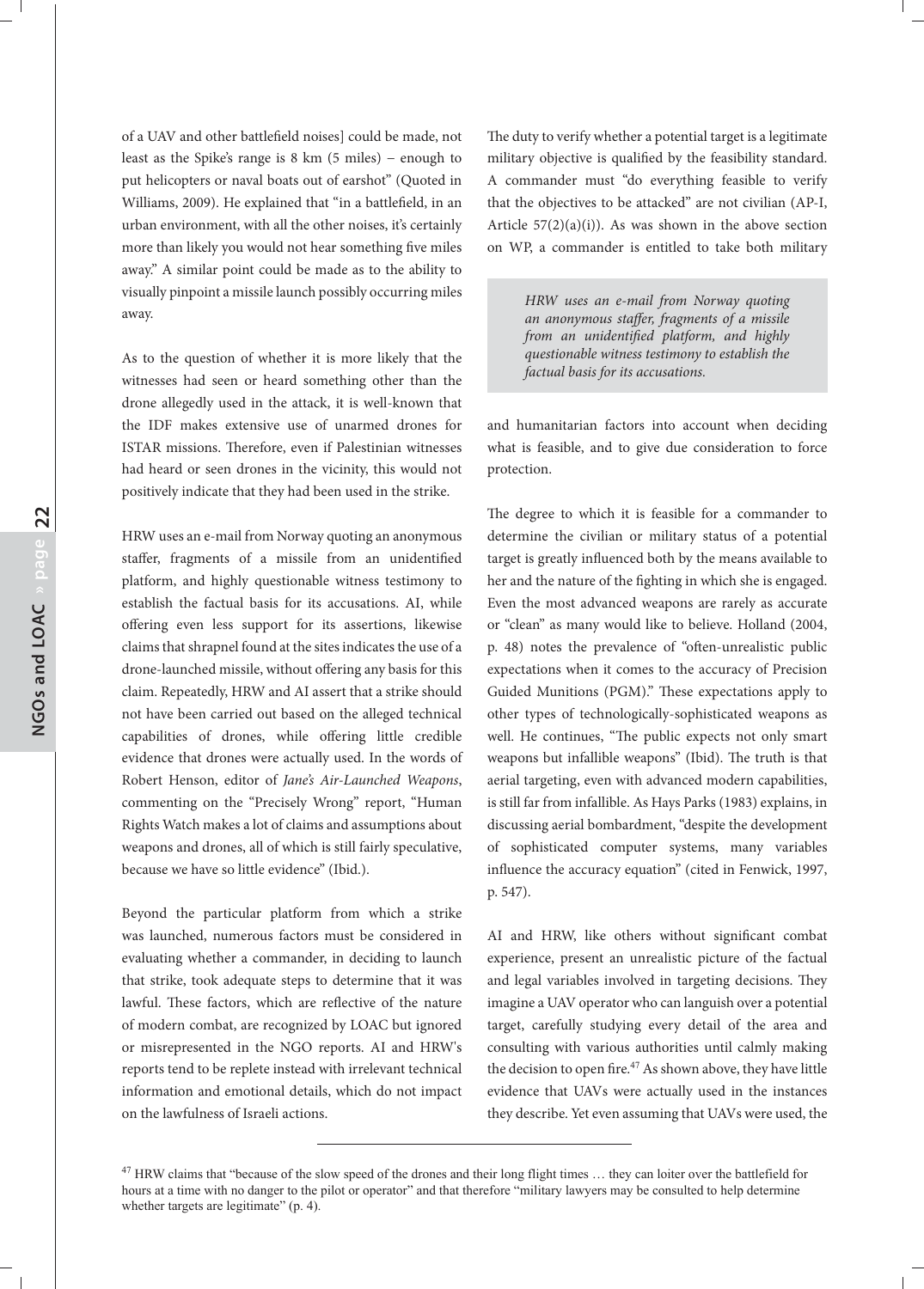of a UAV and other battlefield noises] could be made, not least as the Spike's range is 8 km (5 miles) – enough to put helicopters or naval boats out of earshot" (Quoted in Williams, 2009). He explained that "in a battlefield, in an urban environment, with all the other noises, it's certainly more than likely you would not hear something five miles away." A similar point could be made as to the ability to visually pinpoint a missile launch possibly occurring miles away.

As to the question of whether it is more likely that the witnesses had seen or heard something other than the drone allegedly used in the attack, it is well-known that the IDF makes extensive use of unarmed drones for ISTAR missions. Therefore, even if Palestinian witnesses had heard or seen drones in the vicinity, this would not positively indicate that they had been used in the strike.

HRW uses an e-mail from Norway quoting an anonymous staffer, fragments of a missile from an unidentified platform, and highly questionable witness testimony to establish the factual basis for its accusations. AI, while offering even less support for its assertions, likewise claims that shrapnel found at the sites indicates the use of a drone-launched missile, without offering any basis for this claim. Repeatedly, HRW and AI assert that a strike should not have been carried out based on the alleged technical capabilities of drones, while offering little credible evidence that drones were actually used. In the words of Robert Henson, editor of *Jane's Air-Launched Weapons*, commenting on the "Precisely Wrong" report, "Human Rights Watch makes a lot of claims and assumptions about weapons and drones, all of which is still fairly speculative, because we have so little evidence" (Ibid.).

Beyond the particular platform from which a strike was launched, numerous factors must be considered in evaluating whether a commander, in deciding to launch that strike, took adequate steps to determine that it was lawful. These factors, which are reflective of the nature of modern combat, are recognized by LOAC but ignored or misrepresented in the NGO reports. AI and HRW's reports tend to be replete instead with irrelevant technical information and emotional details, which do not impact on the lawfulness of Israeli actions.

The duty to verify whether a potential target is a legitimate military objective is qualified by the feasibility standard. A commander must "do everything feasible to verify that the objectives to be attacked" are not civilian (AP-I, Article 57(2)(a)(i)). As was shown in the above section on WP, a commander is entitled to take both military and humanitarian factors into account when deciding what is feasible, and to give due consideration to force protection.

> *HRW uses an e-mail from Norway quoting an anonymous staffer, fragments of a missile from an unidentified platform, and highly questionable witness testimony to establish the factual basis for its accusations.*

The degree to which it is feasible for a commander to determine the civilian or military status of a potential target is greatly influenced both by the means available to her and the nature of the fighting in which she is engaged. Even the most advanced weapons are rarely as accurate or "clean" as many would like to believe. Holland (2004, p. 48) notes the prevalence of "often-unrealistic public expectations when it comes to the accuracy of Precision Guided Munitions (PGM)." These expectations apply to other types of technologically-sophisticated weapons as well. He continues, "The public expects not only smart weapons but infallible weapons" (Ibid). The truth is that aerial targeting, even with advanced modern capabilities, is still far from infallible. As Hays Parks (1983) explains, in discussing aerial bombardment, "despite the development of sophisticated computer systems, many variables influence the accuracy equation" (cited in Fenwick, 1997, p. 547).

AI and HRW, like others without significant combat experience, present an unrealistic picture of the factual and legal variables involved in targeting decisions. They imagine a UAV operator who can languish over a potential target, carefully studying every detail of the area and consulting with various authorities until calmly making the decision to open fire.[47] As shown above, they have little evidence that UAVs were actually used in the instances they describe. Yet even assuming that UAVs were used, the

---

[47] HRW claims that "because of the slow speed of the drones and their long flight times … they can loiter over the battlefield for hours at a time with no danger to the pilot or operator" and that therefore "military lawyers may be consulted to help determine whether targets are legitimate" (p. 4).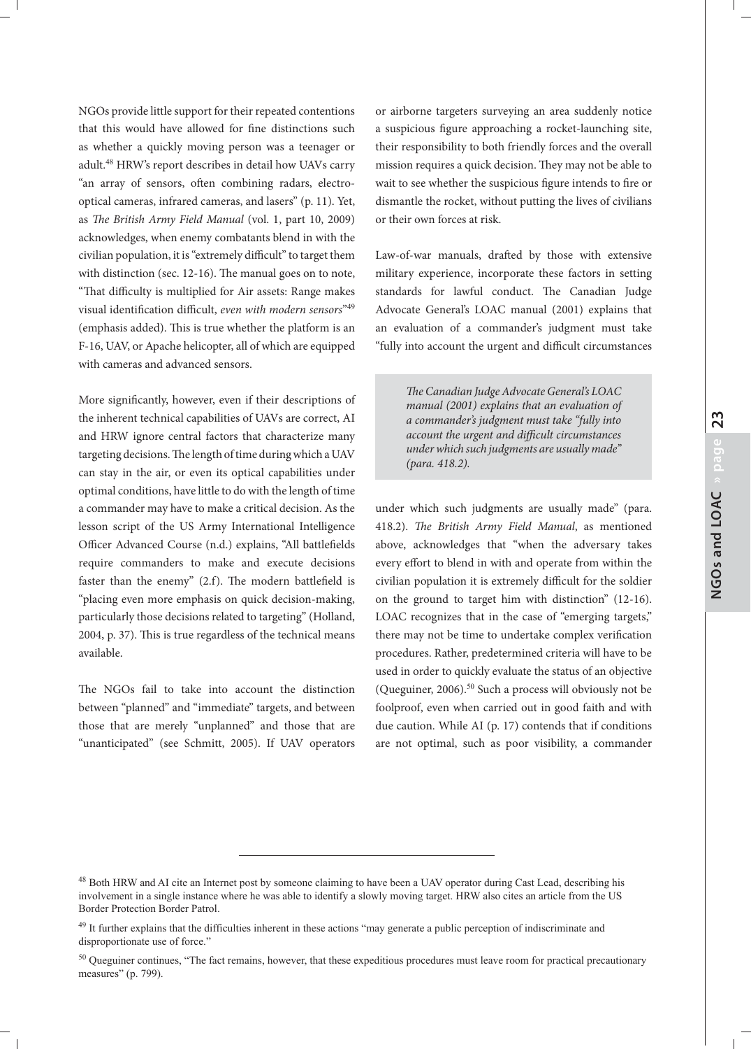NGOs provide little support for their repeated contentions that this would have allowed for fine distinctions such as whether a quickly moving person was a teenager or adult.[48] HRW's report describes in detail how UAVs carry "an array of sensors, often combining radars, electro-optical cameras, infrared cameras, and lasers" (p. 11). Yet, as *The British Army Field Manual* (vol. 1, part 10, 2009) acknowledges, when enemy combatants blend in with the civilian population, it is "extremely difficult" to target them with distinction (sec. 12-16). The manual goes on to note, "That difficulty is multiplied for Air assets: Range makes visual identification difficult, *even with modern sensors*"[49] (emphasis added). This is true whether the platform is an F-16, UAV, or Apache helicopter, all of which are equipped with cameras and advanced sensors.

More significantly, however, even if their descriptions of the inherent technical capabilities of UAVs are correct, AI and HRW ignore central factors that characterize many targeting decisions. The length of time during which a UAV can stay in the air, or even its optical capabilities under optimal conditions, have little to do with the length of time a commander may have to make a critical decision. As the lesson script of the US Army International Intelligence Officer Advanced Course (n.d.) explains, "All battlefields require commanders to make and execute decisions faster than the enemy" (2.f). The modern battlefield is "placing even more emphasis on quick decision-making, particularly those decisions related to targeting" (Holland, 2004, p. 37). This is true regardless of the technical means available.

The NGOs fail to take into account the distinction between "planned" and "immediate" targets, and between those that are merely "unplanned" and those that are "unanticipated" (see Schmitt, 2005). If UAV operators or airborne targeters surveying an area suddenly notice a suspicious figure approaching a rocket-launching site, their responsibility to both friendly forces and the overall mission requires a quick decision. They may not be able to wait to see whether the suspicious figure intends to fire or dismantle the rocket, without putting the lives of civilians or their own forces at risk.

Law-of-war manuals, drafted by those with extensive military experience, incorporate these factors in setting standards for lawful conduct. The Canadian Judge Advocate General's LOAC manual (2001) explains that an evaluation of a commander's judgment must take "fully into account the urgent and difficult circumstances under which such judgments are usually made" (para. 418.2). *The British Army Field Manual*, as mentioned above, acknowledges that "when the adversary takes every effort to blend in with and operate from within the civilian population it is extremely difficult for the soldier on the ground to target him with distinction" (12-16). LOAC recognizes that in the case of "emerging targets," there may not be time to undertake complex verification procedures. Rather, predetermined criteria will have to be used in order to quickly evaluate the status of an objective (Queguiner, 2006).[50] Such a process will obviously not be foolproof, even when carried out in good faith and with due caution. While AI (p. 17) contends that if conditions are not optimal, such as poor visibility, a commander

> *The Canadian Judge Advocate General's LOAC manual (2001) explains that an evaluation of a commander's judgment must take "fully into account the urgent and difficult circumstances under which such judgments are usually made" (para. 418.2).*

---

[48] Both HRW and AI cite an Internet post by someone claiming to have been a UAV operator during Cast Lead, describing his involvement in a single instance where he was able to identify a slowly moving target. HRW also cites an article from the US Border Protection Border Patrol.

[49] It further explains that the difficulties inherent in these actions "may generate a public perception of indiscriminate and disproportionate use of force."

[50] Queguiner continues, "The fact remains, however, that these expeditious procedures must leave room for practical precautionary measures" (p. 799).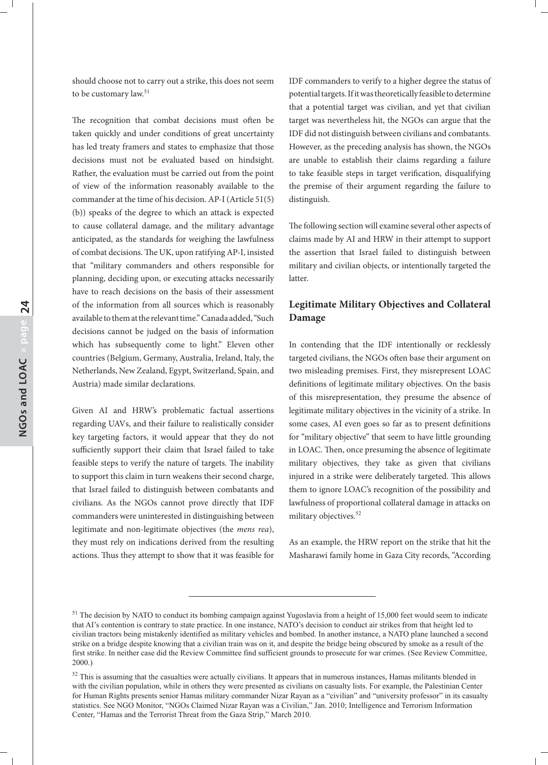should choose not to carry out a strike, this does not seem to be customary law.[51]

The recognition that combat decisions must often be taken quickly and under conditions of great uncertainty has led treaty framers and states to emphasize that those decisions must not be evaluated based on hindsight. Rather, the evaluation must be carried out from the point of view of the information reasonably available to the commander at the time of his decision. AP-I (Article 51(5)(b)) speaks of the degree to which an attack is expected to cause collateral damage, and the military advantage anticipated, as the standards for weighing the lawfulness of combat decisions. The UK, upon ratifying AP-I, insisted that "military commanders and others responsible for planning, deciding upon, or executing attacks necessarily have to reach decisions on the basis of their assessment of the information from all sources which is reasonably available to them at the relevant time." Canada added, "Such decisions cannot be judged on the basis of information which has subsequently come to light." Eleven other countries (Belgium, Germany, Australia, Ireland, Italy, the Netherlands, New Zealand, Egypt, Switzerland, Spain, and Austria) made similar declarations.

Given AI and HRW's problematic factual assertions regarding UAVs, and their failure to realistically consider key targeting factors, it would appear that they do not sufficiently support their claim that Israel failed to take feasible steps to verify the nature of targets. The inability to support this claim in turn weakens their second charge, that Israel failed to distinguish between combatants and civilians. As the NGOs cannot prove directly that IDF commanders were uninterested in distinguishing between legitimate and non-legitimate objectives (the *mens rea*), they must rely on indications derived from the resulting actions. Thus they attempt to show that it was feasible for IDF commanders to verify to a higher degree the status of potential targets. If it was theoretically feasible to determine that a potential target was civilian, and yet that civilian target was nevertheless hit, the NGOs can argue that the IDF did not distinguish between civilians and combatants. However, as the preceding analysis has shown, the NGOs are unable to establish their claims regarding a failure to take feasible steps in target verification, disqualifying the premise of their argument regarding the failure to distinguish.

The following section will examine several other aspects of claims made by AI and HRW in their attempt to support the assertion that Israel failed to distinguish between military and civilian objects, or intentionally targeted the latter.

## Legitimate Military Objectives and Collateral Damage

In contending that the IDF intentionally or recklessly targeted civilians, the NGOs often base their argument on two misleading premises. First, they misrepresent LOAC definitions of legitimate military objectives. On the basis of this misrepresentation, they presume the absence of legitimate military objectives in the vicinity of a strike. In some cases, AI even goes so far as to present definitions for "military objective" that seem to have little grounding in LOAC. Then, once presuming the absence of legitimate military objectives, they take as given that civilians injured in a strike were deliberately targeted. This allows them to ignore LOAC's recognition of the possibility and lawfulness of proportional collateral damage in attacks on military objectives.[52]

As an example, the HRW report on the strike that hit the Masharawi family home in Gaza City records, "According

---

[51] The decision by NATO to conduct its bombing campaign against Yugoslavia from a height of 15,000 feet would seem to indicate that AI's contention is contrary to state practice. In one instance, NATO's decision to conduct air strikes from that height led to civilian tractors being mistakenly identified as military vehicles and bombed. In another instance, a NATO plane launched a second strike on a bridge despite knowing that a civilian train was on it, and despite the bridge being obscured by smoke as a result of the first strike. In neither case did the Review Committee find sufficient grounds to prosecute for war crimes. (See Review Committee, 2000.)

[52] This is assuming that the casualties were actually civilians. It appears that in numerous instances, Hamas militants blended in with the civilian population, while in others they were presented as civilians on casualty lists. For example, the Palestinian Center for Human Rights presents senior Hamas military commander Nizar Rayan as a "civilian" and "university professor" in its casualty statistics. See NGO Monitor, "NGOs Claimed Nizar Rayan was a Civilian," Jan. 2010; Intelligence and Terrorism Information Center, "Hamas and the Terrorist Threat from the Gaza Strip," March 2010.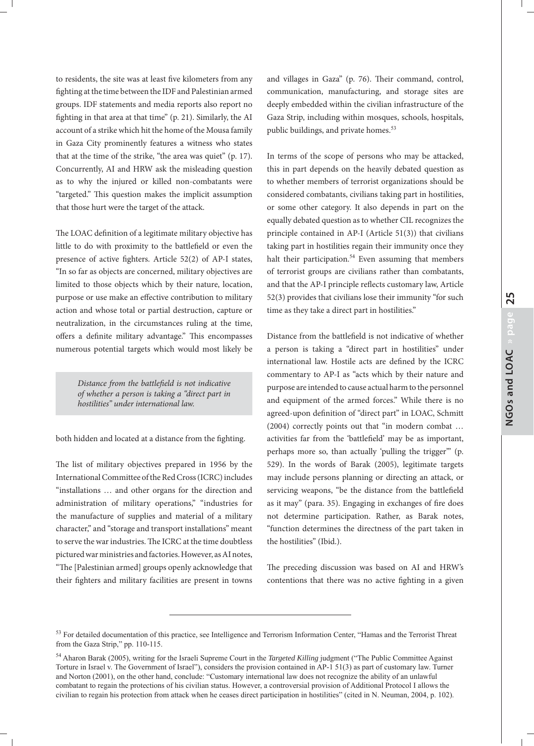to residents, the site was at least five kilometers from any fighting at the time between the IDF and Palestinian armed groups. IDF statements and media reports also report no fighting in that area at that time" (p. 21). Similarly, the AI account of a strike which hit the home of the Mousa family in Gaza City prominently features a witness who states that at the time of the strike, "the area was quiet" (p. 17). Concurrently, AI and HRW ask the misleading question as to why the injured or killed non-combatants were "targeted." This question makes the implicit assumption that those hurt were the target of the attack.

The LOAC definition of a legitimate military objective has little to do with proximity to the battlefield or even the presence of active fighters. Article 52(2) of AP-I states, "In so far as objects are concerned, military objectives are limited to those objects which by their nature, location, purpose or use make an effective contribution to military action and whose total or partial destruction, capture or neutralization, in the circumstances ruling at the time, offers a definite military advantage." This encompasses numerous potential targets which would most likely be both hidden and located at a distance from the fighting.

> *Distance from the battlefield is not indicative of whether a person is taking a "direct part in hostilities" under international law.*

The list of military objectives prepared in 1956 by the International Committee of the Red Cross (ICRC) includes "installations … and other organs for the direction and administration of military operations," "industries for the manufacture of supplies and material of a military character," and "storage and transport installations" meant to serve the war industries. The ICRC at the time doubtless pictured war ministries and factories. However, as AI notes, "The [Palestinian armed] groups openly acknowledge that their fighters and military facilities are present in towns and villages in Gaza" (p. 76). Their command, control, communication, manufacturing, and storage sites are deeply embedded within the civilian infrastructure of the Gaza Strip, including within mosques, schools, hospitals, public buildings, and private homes.[53]

In terms of the scope of persons who may be attacked, this in part depends on the heavily debated question as to whether members of terrorist organizations should be considered combatants, civilians taking part in hostilities, or some other category. It also depends in part on the equally debated question as to whether CIL recognizes the principle contained in AP-I (Article 51(3)) that civilians taking part in hostilities regain their immunity once they halt their participation.[54] Even assuming that members of terrorist groups are civilians rather than combatants, and that the AP-I principle reflects customary law, Article 52(3) provides that civilians lose their immunity "for such time as they take a direct part in hostilities."

Distance from the battlefield is not indicative of whether a person is taking a "direct part in hostilities" under international law. Hostile acts are defined by the ICRC commentary to AP-I as "acts which by their nature and purpose are intended to cause actual harm to the personnel and equipment of the armed forces." While there is no agreed-upon definition of "direct part" in LOAC, Schmitt (2004) correctly points out that "in modern combat … activities far from the 'battlefield' may be as important, perhaps more so, than actually 'pulling the trigger'" (p. 529). In the words of Barak (2005), legitimate targets may include persons planning or directing an attack, or servicing weapons, "be the distance from the battlefield as it may" (para. 35). Engaging in exchanges of fire does not determine participation. Rather, as Barak notes, "function determines the directness of the part taken in the hostilities" (Ibid.).

The preceding discussion was based on AI and HRW's contentions that there was no active fighting in a given

---

[53] For detailed documentation of this practice, see Intelligence and Terrorism Information Center, "Hamas and the Terrorist Threat from the Gaza Strip," pp. 110-115.

[54] Aharon Barak (2005), writing for the Israeli Supreme Court in the *Targeted Killing* judgment ("The Public Committee Against Torture in Israel v. The Government of Israel"), considers the provision contained in AP-1 51(3) as part of customary law. Turner and Norton (2001), on the other hand, conclude: "Customary international law does not recognize the ability of an unlawful combatant to regain the protections of his civilian status. However, a controversial provision of Additional Protocol I allows the civilian to regain his protection from attack when he ceases direct participation in hostilities" (cited in N. Neuman, 2004, p. 102).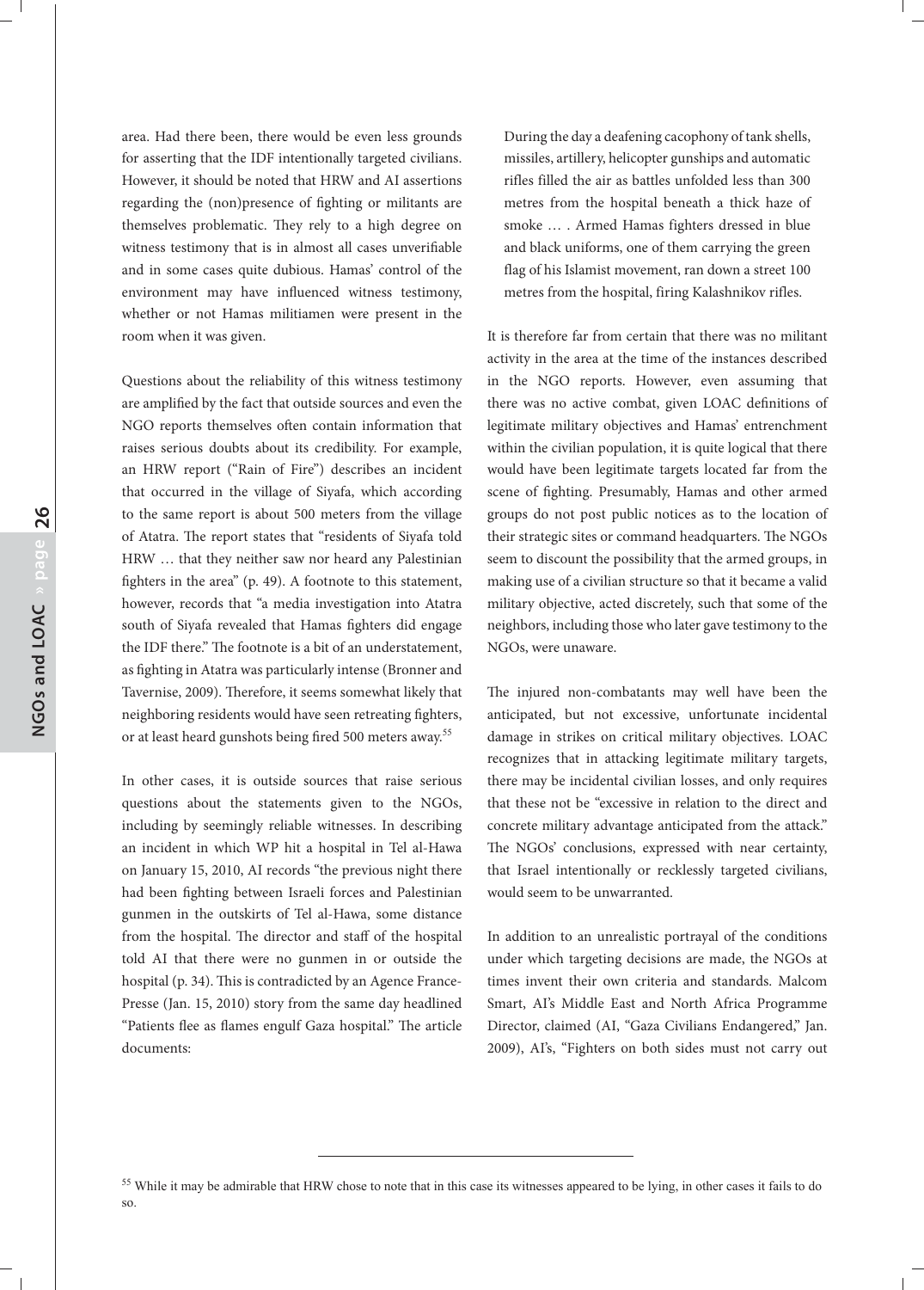area. Had there been, there would be even less grounds for asserting that the IDF intentionally targeted civilians. However, it should be noted that HRW and AI assertions regarding the (non)presence of fighting or militants are themselves problematic. They rely to a high degree on witness testimony that is in almost all cases unverifiable and in some cases quite dubious. Hamas' control of the environment may have influenced witness testimony, whether or not Hamas militiamen were present in the room when it was given.

Questions about the reliability of this witness testimony are amplified by the fact that outside sources and even the NGO reports themselves often contain information that raises serious doubts about its credibility. For example, an HRW report ("Rain of Fire") describes an incident that occurred in the village of Siyafa, which according to the same report is about 500 meters from the village of Atatra. The report states that "residents of Siyafa told HRW … that they neither saw nor heard any Palestinian fighters in the area" (p. 49). A footnote to this statement, however, records that "a media investigation into Atatra south of Siyafa revealed that Hamas fighters did engage the IDF there." The footnote is a bit of an understatement, as fighting in Atatra was particularly intense (Bronner and Tavernise, 2009). Therefore, it seems somewhat likely that neighboring residents would have seen retreating fighters, or at least heard gunshots being fired 500 meters away.[55]

In other cases, it is outside sources that raise serious questions about the statements given to the NGOs, including by seemingly reliable witnesses. In describing an incident in which WP hit a hospital in Tel al-Hawa on January 15, 2010, AI records "the previous night there had been fighting between Israeli forces and Palestinian gunmen in the outskirts of Tel al-Hawa, some distance from the hospital. The director and staff of the hospital told AI that there were no gunmen in or outside the hospital (p. 34). This is contradicted by an Agence France-Presse (Jan. 15, 2010) story from the same day headlined "Patients flee as flames engulf Gaza hospital." The article documents:

> During the day a deafening cacophony of tank shells, missiles, artillery, helicopter gunships and automatic rifles filled the air as battles unfolded less than 300 metres from the hospital beneath a thick haze of smoke … . Armed Hamas fighters dressed in blue and black uniforms, one of them carrying the green flag of his Islamist movement, ran down a street 100 metres from the hospital, firing Kalashnikov rifles.

It is therefore far from certain that there was no militant activity in the area at the time of the instances described in the NGO reports. However, even assuming that there was no active combat, given LOAC definitions of legitimate military objectives and Hamas' entrenchment within the civilian population, it is quite logical that there would have been legitimate targets located far from the scene of fighting. Presumably, Hamas and other armed groups do not post public notices as to the location of their strategic sites or command headquarters. The NGOs seem to discount the possibility that the armed groups, in making use of a civilian structure so that it became a valid military objective, acted discretely, such that some of the neighbors, including those who later gave testimony to the NGOs, were unaware.

The injured non-combatants may well have been the anticipated, but not excessive, unfortunate incidental damage in strikes on critical military objectives. LOAC recognizes that in attacking legitimate military targets, there may be incidental civilian losses, and only requires that these not be "excessive in relation to the direct and concrete military advantage anticipated from the attack." The NGOs' conclusions, expressed with near certainty, that Israel intentionally or recklessly targeted civilians, would seem to be unwarranted.

In addition to an unrealistic portrayal of the conditions under which targeting decisions are made, the NGOs at times invent their own criteria and standards. Malcom Smart, AI's Middle East and North Africa Programme Director, claimed (AI, "Gaza Civilians Endangered," Jan. 2009), AI's, "Fighters on both sides must not carry out

---

[55] While it may be admirable that HRW chose to note that in this case its witnesses appeared to be lying, in other cases it fails to do so.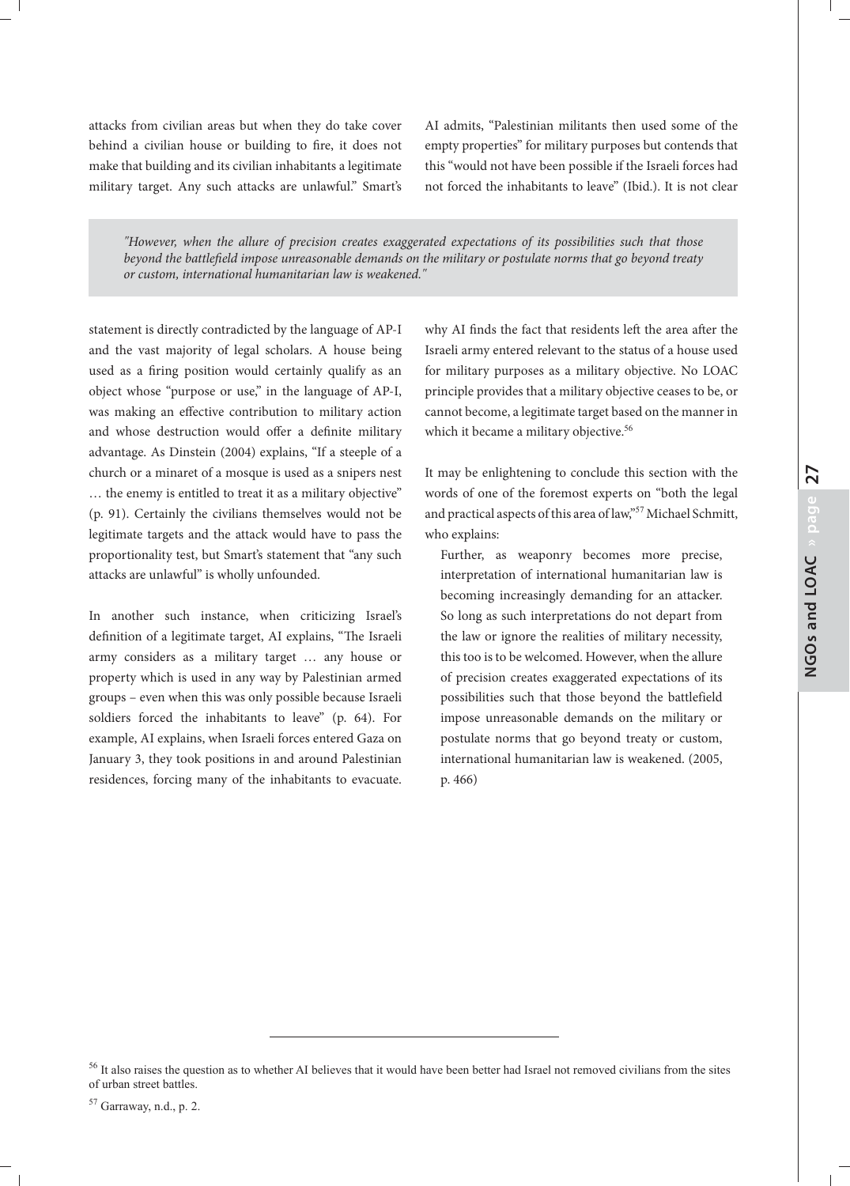attacks from civilian areas but when they do take cover behind a civilian house or building to fire, it does not make that building and its civilian inhabitants a legitimate military target. Any such attacks are unlawful." Smart's statement is directly contradicted by the language of AP-I and the vast majority of legal scholars. A house being used as a firing position would certainly qualify as an object whose "purpose or use," in the language of AP-I, was making an effective contribution to military action and whose destruction would offer a definite military advantage. As Dinstein (2004) explains, "If a steeple of a church or a minaret of a mosque is used as a snipers nest … the enemy is entitled to treat it as a military objective" (p. 91). Certainly the civilians themselves would not be legitimate targets and the attack would have to pass the proportionality test, but Smart's statement that "any such attacks are unlawful" is wholly unfounded.

> *"However, when the allure of precision creates exaggerated expectations of its possibilities such that those beyond the battlefield impose unreasonable demands on the military or postulate norms that go beyond treaty or custom, international humanitarian law is weakened."*

In another such instance, when criticizing Israel's definition of a legitimate target, AI explains, "The Israeli army considers as a military target … any house or property which is used in any way by Palestinian armed groups – even when this was only possible because Israeli soldiers forced the inhabitants to leave" (p. 64). For example, AI explains, when Israeli forces entered Gaza on January 3, they took positions in and around Palestinian residences, forcing many of the inhabitants to evacuate. AI admits, "Palestinian militants then used some of the empty properties" for military purposes but contends that this "would not have been possible if the Israeli forces had not forced the inhabitants to leave" (Ibid.). It is not clear why AI finds the fact that residents left the area after the Israeli army entered relevant to the status of a house used for military purposes as a military objective. No LOAC principle provides that a military objective ceases to be, or cannot become, a legitimate target based on the manner in which it became a military objective.[56]

It may be enlightening to conclude this section with the words of one of the foremost experts on "both the legal and practical aspects of this area of law,"[57] Michael Schmitt, who explains:

> Further, as weaponry becomes more precise, interpretation of international humanitarian law is becoming increasingly demanding for an attacker. So long as such interpretations do not depart from the law or ignore the realities of military necessity, this too is to be welcomed. However, when the allure of precision creates exaggerated expectations of its possibilities such that those beyond the battlefield impose unreasonable demands on the military or postulate norms that go beyond treaty or custom, international humanitarian law is weakened. (2005, p. 466)

---

[56] It also raises the question as to whether AI believes that it would have been better had Israel not removed civilians from the sites of urban street battles.

[57] Garraway, n.d., p. 2.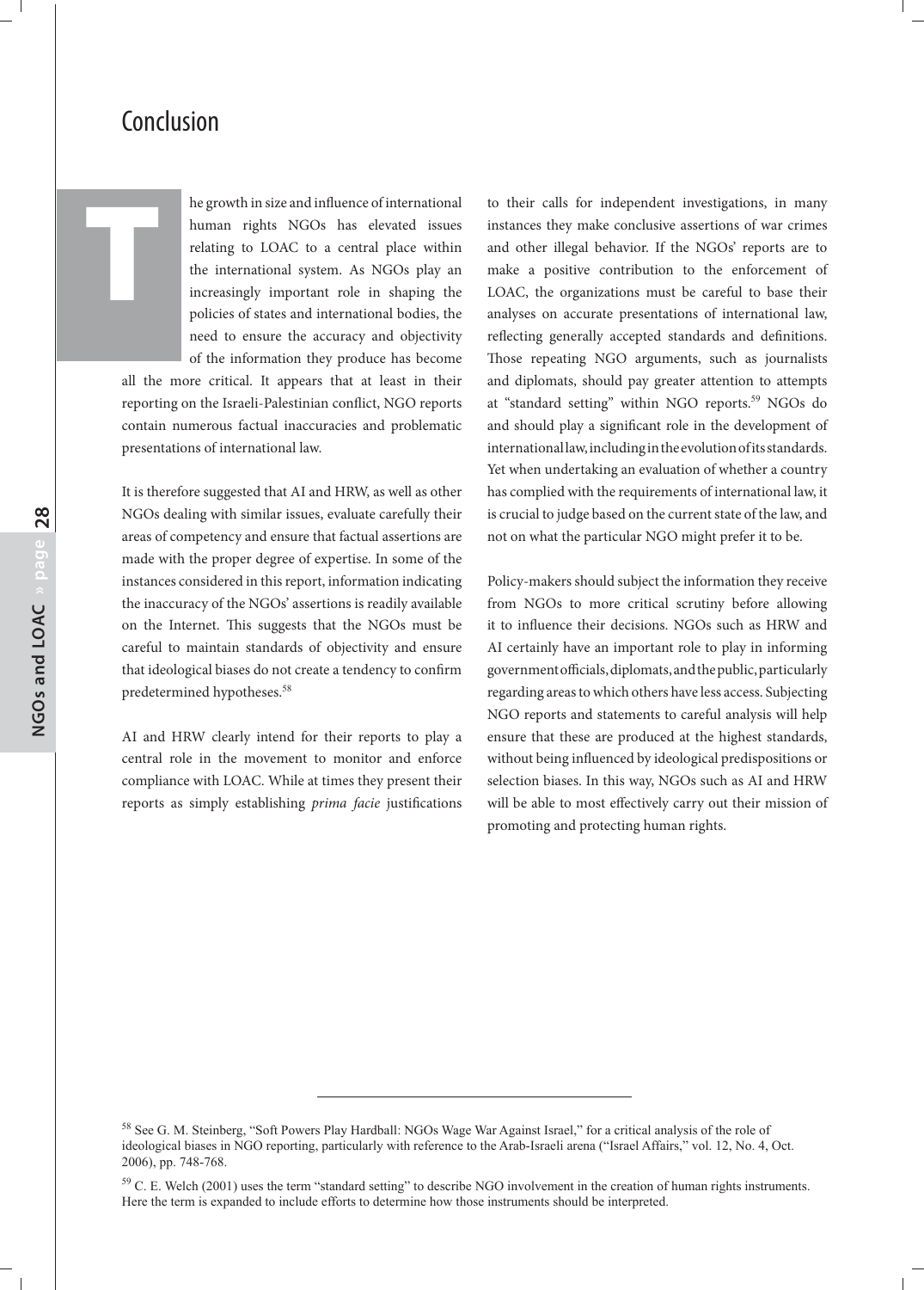# Conclusion

The growth in size and influence of international human rights NGOs has elevated issues relating to LOAC to a central place within the international system. As NGOs play an increasingly important role in shaping the policies of states and international bodies, the need to ensure the accuracy and objectivity of the information they produce has become all the more critical. It appears that at least in their reporting on the Israeli-Palestinian conflict, NGO reports contain numerous factual inaccuracies and problematic presentations of international law.

It is therefore suggested that AI and HRW, as well as other NGOs dealing with similar issues, evaluate carefully their areas of competency and ensure that factual assertions are made with the proper degree of expertise. In some of the instances considered in this report, information indicating the inaccuracy of the NGOs' assertions is readily available on the Internet. This suggests that the NGOs must be careful to maintain standards of objectivity and ensure that ideological biases do not create a tendency to confirm predetermined hypotheses.[58]

AI and HRW clearly intend for their reports to play a central role in the movement to monitor and enforce compliance with LOAC. While at times they present their reports as simply establishing *prima facie* justifications to their calls for independent investigations, in many instances they make conclusive assertions of war crimes and other illegal behavior. If the NGOs' reports are to make a positive contribution to the enforcement of LOAC, the organizations must be careful to base their analyses on accurate presentations of international law, reflecting generally accepted standards and definitions. Those repeating NGO arguments, such as journalists and diplomats, should pay greater attention to attempts at "standard setting" within NGO reports.[59] NGOs do and should play a significant role in the development of international law, including in the evolution of its standards. Yet when undertaking an evaluation of whether a country has complied with the requirements of international law, it is crucial to judge based on the current state of the law, and not on what the particular NGO might prefer it to be.

Policy-makers should subject the information they receive from NGOs to more critical scrutiny before allowing it to influence their decisions. NGOs such as HRW and AI certainly have an important role to play in informing government officials, diplomats, and the public, particularly regarding areas to which others have less access. Subjecting NGO reports and statements to careful analysis will help ensure that these are produced at the highest standards, without being influenced by ideological predispositions or selection biases. In this way, NGOs such as AI and HRW will be able to most effectively carry out their mission of promoting and protecting human rights.

---

[58] See G. M. Steinberg, "Soft Powers Play Hardball: NGOs Wage War Against Israel," for a critical analysis of the role of ideological biases in NGO reporting, particularly with reference to the Arab-Israeli arena ("Israel Affairs," vol. 12, No. 4, Oct. 2006), pp. 748-768.

[59] C. E. Welch (2001) uses the term "standard setting" to describe NGO involvement in the creation of human rights instruments. Here the term is expanded to include efforts to determine how those instruments should be interpreted.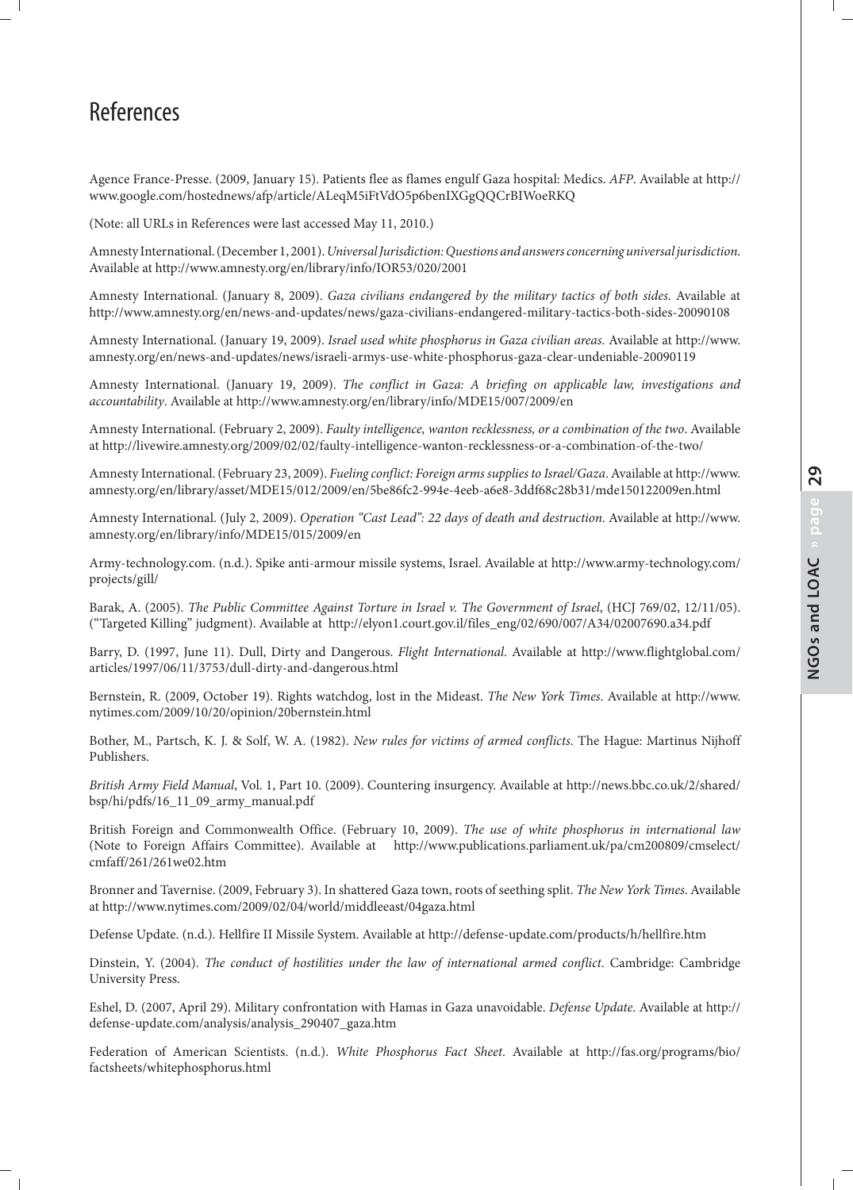# References

Agence France-Presse. (2009, January 15). Patients flee as flames engulf Gaza hospital: Medics. *AFP*. Available at http://www.google.com/hostednews/afp/article/ALeqM5iFtVdO5p6benIXGgQQCrBIWoeRKQ

(Note: all URLs in References were last accessed May 11, 2010.)

Amnesty International. (December 1, 2001). *Universal Jurisdiction: Questions and answers concerning universal jurisdiction*. Available at http://www.amnesty.org/en/library/info/IOR53/020/2001

Amnesty International. (January 8, 2009). *Gaza civilians endangered by the military tactics of both sides*. Available at http://www.amnesty.org/en/news-and-updates/news/gaza-civilians-endangered-military-tactics-both-sides-20090108

Amnesty International. (January 19, 2009). *Israel used white phosphorus in Gaza civilian areas*. Available at http://www.amnesty.org/en/news-and-updates/news/israeli-armys-use-white-phosphorus-gaza-clear-undeniable-20090119

Amnesty International. (January 19, 2009). *The conflict in Gaza: A briefing on applicable law, investigations and accountability*. Available at http://www.amnesty.org/en/library/info/MDE15/007/2009/en

Amnesty International. (February 2, 2009). *Faulty intelligence, wanton recklessness, or a combination of the two*. Available at http://livewire.amnesty.org/2009/02/02/faulty-intelligence-wanton-recklessness-or-a-combination-of-the-two/

Amnesty International. (February 23, 2009). *Fueling conflict: Foreign arms supplies to Israel/Gaza*. Available at http://www.amnesty.org/en/library/asset/MDE15/012/2009/en/5be86fc2-994e-4eeb-a6e8-3ddf68c28b31/mde150122009en.html

Amnesty International. (July 2, 2009). *Operation "Cast Lead": 22 days of death and destruction*. Available at http://www.amnesty.org/en/library/info/MDE15/015/2009/en

Army-technology.com. (n.d.). Spike anti-armour missile systems, Israel. Available at http://www.army-technology.com/projects/gill/

Barak, A. (2005). *The Public Committee Against Torture in Israel v. The Government of Israel*, (HCJ 769/02, 12/11/05). ("Targeted Killing" judgment). Available at http://elyon1.court.gov.il/files_eng/02/690/007/A34/02007690.a34.pdf

Barry, D. (1997, June 11). Dull, Dirty and Dangerous. *Flight International*. Available at http://www.flightglobal.com/articles/1997/06/11/3753/dull-dirty-and-dangerous.html

Bernstein, R. (2009, October 19). Rights watchdog, lost in the Mideast. *The New York Times*. Available at http://www.nytimes.com/2009/10/20/opinion/20bernstein.html

Bother, M., Partsch, K. J. & Solf, W. A. (1982). *New rules for victims of armed conflicts*. The Hague: Martinus Nijhoff Publishers.

*British Army Field Manual*, Vol. 1, Part 10. (2009). Countering insurgency. Available at http://news.bbc.co.uk/2/shared/bsp/hi/pdfs/16_11_09_army_manual.pdf

British Foreign and Commonwealth Office. (February 10, 2009). *The use of white phosphorus in international law* (Note to Foreign Affairs Committee). Available at http://www.publications.parliament.uk/pa/cm200809/cmselect/cmfaff/261/261we02.htm

Bronner and Tavernise. (2009, February 3). In shattered Gaza town, roots of seething split. *The New York Times*. Available at http://www.nytimes.com/2009/02/04/world/middleeast/04gaza.html

Defense Update. (n.d.). Hellfire II Missile System. Available at http://defense-update.com/products/h/hellfire.htm

Dinstein, Y. (2004). *The conduct of hostilities under the law of international armed conflict*. Cambridge: Cambridge University Press.

Eshel, D. (2007, April 29). Military confrontation with Hamas in Gaza unavoidable. *Defense Update*. Available at http://defense-update.com/analysis/analysis_290407_gaza.htm

Federation of American Scientists. (n.d.). *White Phosphorus Fact Sheet*. Available at http://fas.org/programs/bio/factsheets/whitephosphorus.html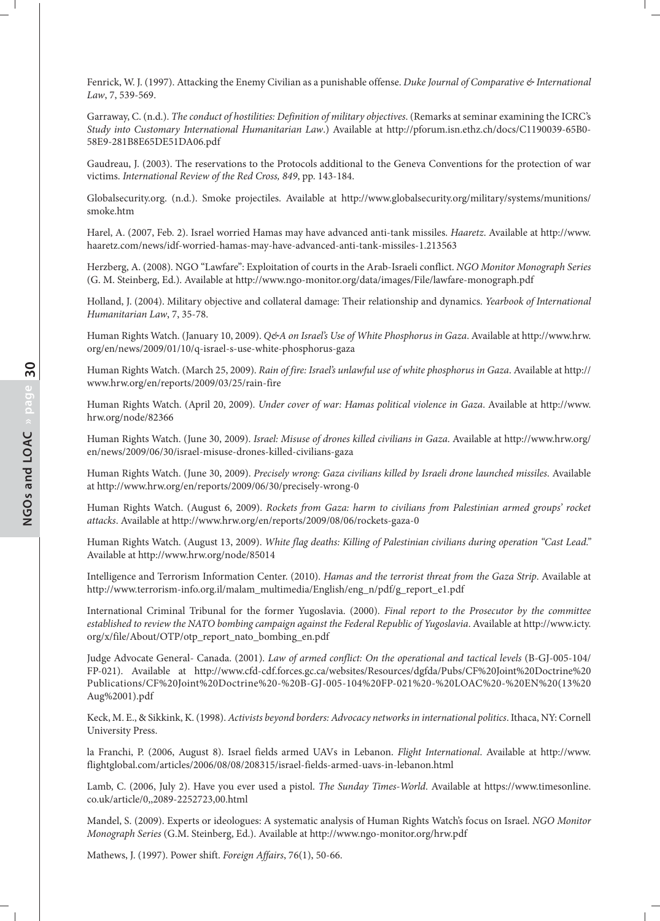Fenrick, W. J. (1997). Attacking the Enemy Civilian as a punishable offense. *Duke Journal of Comparative & International Law*, 7, 539-569.

Garraway, C. (n.d.). *The conduct of hostilities: Definition of military objectives*. (Remarks at seminar examining the ICRC's *Study into Customary International Humanitarian Law*.) Available at http://pforum.isn.ethz.ch/docs/C1190039-65B0-58E9-281B8E65DE51DA06.pdf

Gaudreau, J. (2003). The reservations to the Protocols additional to the Geneva Conventions for the protection of war victims. *International Review of the Red Cross, 849*, pp. 143-184.

Globalsecurity.org. (n.d.). Smoke projectiles. Available at http://www.globalsecurity.org/military/systems/munitions/smoke.htm

Harel, A. (2007, Feb. 2). Israel worried Hamas may have advanced anti-tank missiles. *Haaretz*. Available at http://www.haaretz.com/news/idf-worried-hamas-may-have-advanced-anti-tank-missiles-1.213563

Herzberg, A. (2008). NGO "Lawfare": Exploitation of courts in the Arab-Israeli conflict. *NGO Monitor Monograph Series* (G. M. Steinberg, Ed.). Available at http://www.ngo-monitor.org/data/images/File/lawfare-monograph.pdf

Holland, J. (2004). Military objective and collateral damage: Their relationship and dynamics. *Yearbook of International Humanitarian Law*, 7, 35-78.

Human Rights Watch. (January 10, 2009). *Q&A on Israel's Use of White Phosphorus in Gaza*. Available at http://www.hrw.org/en/news/2009/01/10/q-israel-s-use-white-phosphorus-gaza

Human Rights Watch. (March 25, 2009). *Rain of fire: Israel's unlawful use of white phosphorus in Gaza*. Available at http://www.hrw.org/en/reports/2009/03/25/rain-fire

Human Rights Watch. (April 20, 2009). *Under cover of war: Hamas political violence in Gaza*. Available at http://www.hrw.org/node/82366

Human Rights Watch. (June 30, 2009). *Israel: Misuse of drones killed civilians in Gaza*. Available at http://www.hrw.org/en/news/2009/06/30/israel-misuse-drones-killed-civilians-gaza

Human Rights Watch. (June 30, 2009). *Precisely wrong: Gaza civilians killed by Israeli drone launched missiles*. Available at http://www.hrw.org/en/reports/2009/06/30/precisely-wrong-0

Human Rights Watch. (August 6, 2009). *Rockets from Gaza: harm to civilians from Palestinian armed groups' rocket attacks*. Available at http://www.hrw.org/en/reports/2009/08/06/rockets-gaza-0

Human Rights Watch. (August 13, 2009). *White flag deaths: Killing of Palestinian civilians during operation "Cast Lead."* Available at http://www.hrw.org/node/85014

Intelligence and Terrorism Information Center. (2010). *Hamas and the terrorist threat from the Gaza Strip*. Available at http://www.terrorism-info.org.il/malam_multimedia/English/eng_n/pdf/g_report_e1.pdf

International Criminal Tribunal for the former Yugoslavia. (2000). *Final report to the Prosecutor by the committee established to review the NATO bombing campaign against the Federal Republic of Yugoslavia*. Available at http://www.icty.org/x/file/About/OTP/otp_report_nato_bombing_en.pdf

Judge Advocate General- Canada. (2001). *Law of armed conflict: On the operational and tactical levels* (B-GJ-005-104/FP-021). Available at http://www.cfd-cdf.forces.gc.ca/websites/Resources/dgfda/Pubs/CF%20Joint%20Doctrine%20Publications/CF%20Joint%20Doctrine%20-%20B-GJ-005-104%20FP-021%20-%20LOAC%20-%20EN%20(13%20Aug%2001).pdf

Keck, M. E., & Sikkink, K. (1998). *Activists beyond borders: Advocacy networks in international politics*. Ithaca, NY: Cornell University Press.

la Franchi, P. (2006, August 8). Israel fields armed UAVs in Lebanon. *Flight International*. Available at http://www.flightglobal.com/articles/2006/08/08/208315/israel-fields-armed-uavs-in-lebanon.html

Lamb, C. (2006, July 2). Have you ever used a pistol. *The Sunday Times-World*. Available at https://www.timesonline.co.uk/article/0,,2089-2252723,00.html

Mandel, S. (2009). Experts or ideologues: A systematic analysis of Human Rights Watch's focus on Israel. *NGO Monitor Monograph Series* (G.M. Steinberg, Ed.). Available at http://www.ngo-monitor.org/hrw.pdf

Mathews, J. (1997). Power shift. *Foreign Affairs*, 76(1), 50-66.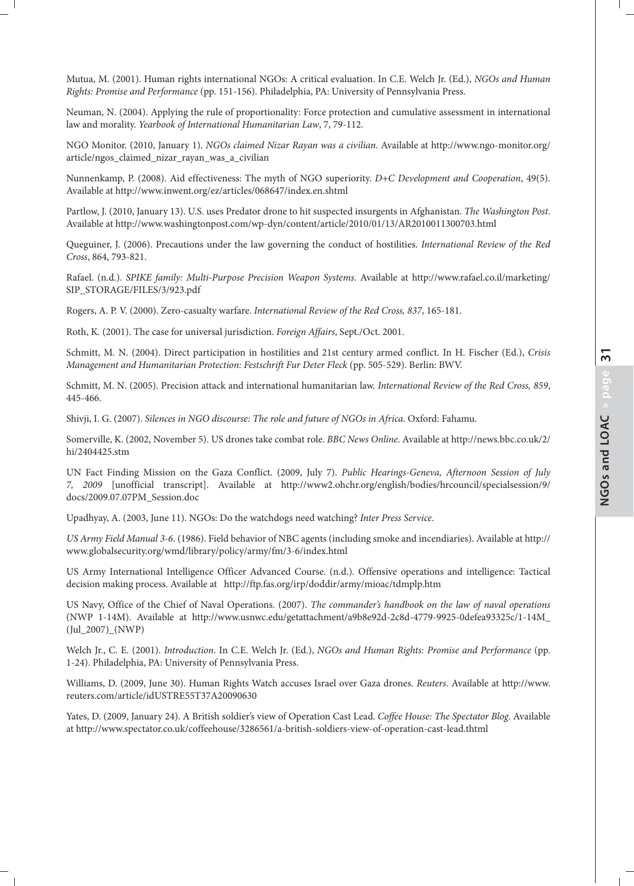Mutua, M. (2001). Human rights international NGOs: A critical evaluation. In C.E. Welch Jr. (Ed.), *NGOs and Human Rights: Promise and Performance* (pp. 151-156). Philadelphia, PA: University of Pennsylvania Press.

Neuman, N. (2004). Applying the rule of proportionality: Force protection and cumulative assessment in international law and morality. *Yearbook of International Humanitarian Law*, 7, 79-112.

NGO Monitor. (2010, January 1). *NGOs claimed Nizar Rayan was a civilian*. Available at http://www.ngo-monitor.org/article/ngos_claimed_nizar_rayan_was_a_civilian

Nunnenkamp, P. (2008). Aid effectiveness: The myth of NGO superiority. *D+C Development and Cooperation*, 49(5). Available at http://www.inwent.org/ez/articles/068647/index.en.shtml

Partlow, J. (2010, January 13). U.S. uses Predator drone to hit suspected insurgents in Afghanistan. *The Washington Post*. Available at http://www.washingtonpost.com/wp-dyn/content/article/2010/01/13/AR2010011300703.html

Queguiner, J. (2006). Precautions under the law governing the conduct of hostilities. *International Review of the Red Cross*, 864, 793-821.

Rafael. (n.d.). *SPIKE family: Multi-Purpose Precision Weapon Systems*. Available at http://www.rafael.co.il/marketing/SIP_STORAGE/FILES/3/923.pdf

Rogers, A. P. V. (2000). Zero-casualty warfare. *International Review of the Red Cross, 837*, 165-181.

Roth, K. (2001). The case for universal jurisdiction. *Foreign Affairs*, Sept./Oct. 2001.

Schmitt, M. N. (2004). Direct participation in hostilities and 21st century armed conflict. In H. Fischer (Ed.), *Crisis Management and Humanitarian Protection: Festschrift Fur Deter Fleck* (pp. 505-529). Berlin: BWV.

Schmitt, M. N. (2005). Precision attack and international humanitarian law. *International Review of the Red Cross, 859*, 445-466.

Shivji, I. G. (2007). *Silences in NGO discourse: The role and future of NGOs in Africa*. Oxford: Fahamu.

Somerville, K. (2002, November 5). US drones take combat role. *BBC News Online*. Available at http://news.bbc.co.uk/2/hi/2404425.stm

UN Fact Finding Mission on the Gaza Conflict. (2009, July 7). *Public Hearings-Geneva, Afternoon Session of July 7, 2009* [unofficial transcript]. Available at http://www2.ohchr.org/english/bodies/hrcouncil/specialsession/9/docs/2009.07.07PM_Session.doc

Upadhyay, A. (2003, June 11). NGOs: Do the watchdogs need watching? *Inter Press Service*.

*US Army Field Manual 3-6*. (1986). Field behavior of NBC agents (including smoke and incendiaries). Available at http://www.globalsecurity.org/wmd/library/policy/army/fm/3-6/index.html

US Army International Intelligence Officer Advanced Course. (n.d.). Offensive operations and intelligence: Tactical decision making process. Available at http://ftp.fas.org/irp/doddir/army/mioac/tdmplp.htm

US Navy, Office of the Chief of Naval Operations. (2007). *The commander's handbook on the law of naval operations* (NWP 1-14M). Available at http://www.usnwc.edu/getattachment/a9b8e92d-2c8d-4779-9925-0defea93325c/1-14M_(Jul_2007)_(NWP)

Welch Jr., C. E. (2001). *Introduction*. In C.E. Welch Jr. (Ed.), *NGOs and Human Rights: Promise and Performance* (pp. 1-24). Philadelphia, PA: University of Pennsylvania Press.

Williams, D. (2009, June 30). Human Rights Watch accuses Israel over Gaza drones. *Reuters*. Available at http://www.reuters.com/article/idUSTRE55T37A20090630

Yates, D. (2009, January 24). A British soldier's view of Operation Cast Lead. *Coffee House: The Spectator Blog*. Available at http://www.spectator.co.uk/coffeehouse/3286561/a-british-soldiers-view-of-operation-cast-lead.thtml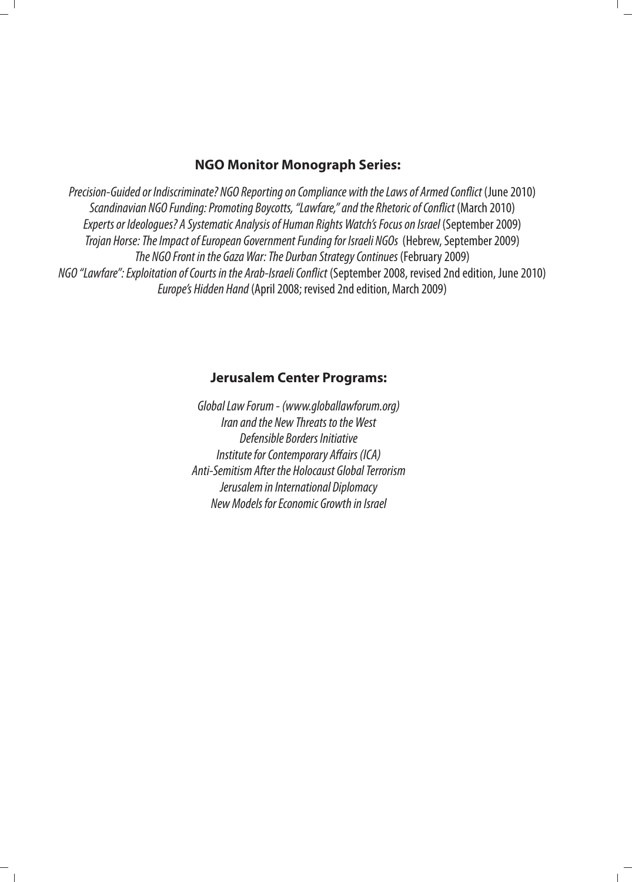**NGO Monitor Monograph Series:**

*Precision-Guided or Indiscriminate? NGO Reporting on Compliance with the Laws of Armed Conflict* (June 2010)
*Scandinavian NGO Funding: Promoting Boycotts, "Lawfare," and the Rhetoric of Conflict* (March 2010)
*Experts or Ideologues? A Systematic Analysis of Human Rights Watch's Focus on Israel* (September 2009)
*Trojan Horse: The Impact of European Government Funding for Israeli NGOs* (Hebrew, September 2009)
*The NGO Front in the Gaza War: The Durban Strategy Continues* (February 2009)
*NGO "Lawfare": Exploitation of Courts in the Arab-Israeli Conflict* (September 2008, revised 2nd edition, June 2010)
*Europe's Hidden Hand* (April 2008; revised 2nd edition, March 2009)

**Jerusalem Center Programs:**

*Global Law Forum - (www.globallawforum.org)*
*Iran and the New Threats to the West*
*Defensible Borders Initiative*
*Institute for Contemporary Affairs (ICA)*
*Anti-Semitism After the Holocaust Global Terrorism*
*Jerusalem in International Diplomacy*
*New Models for Economic Growth in Israel*